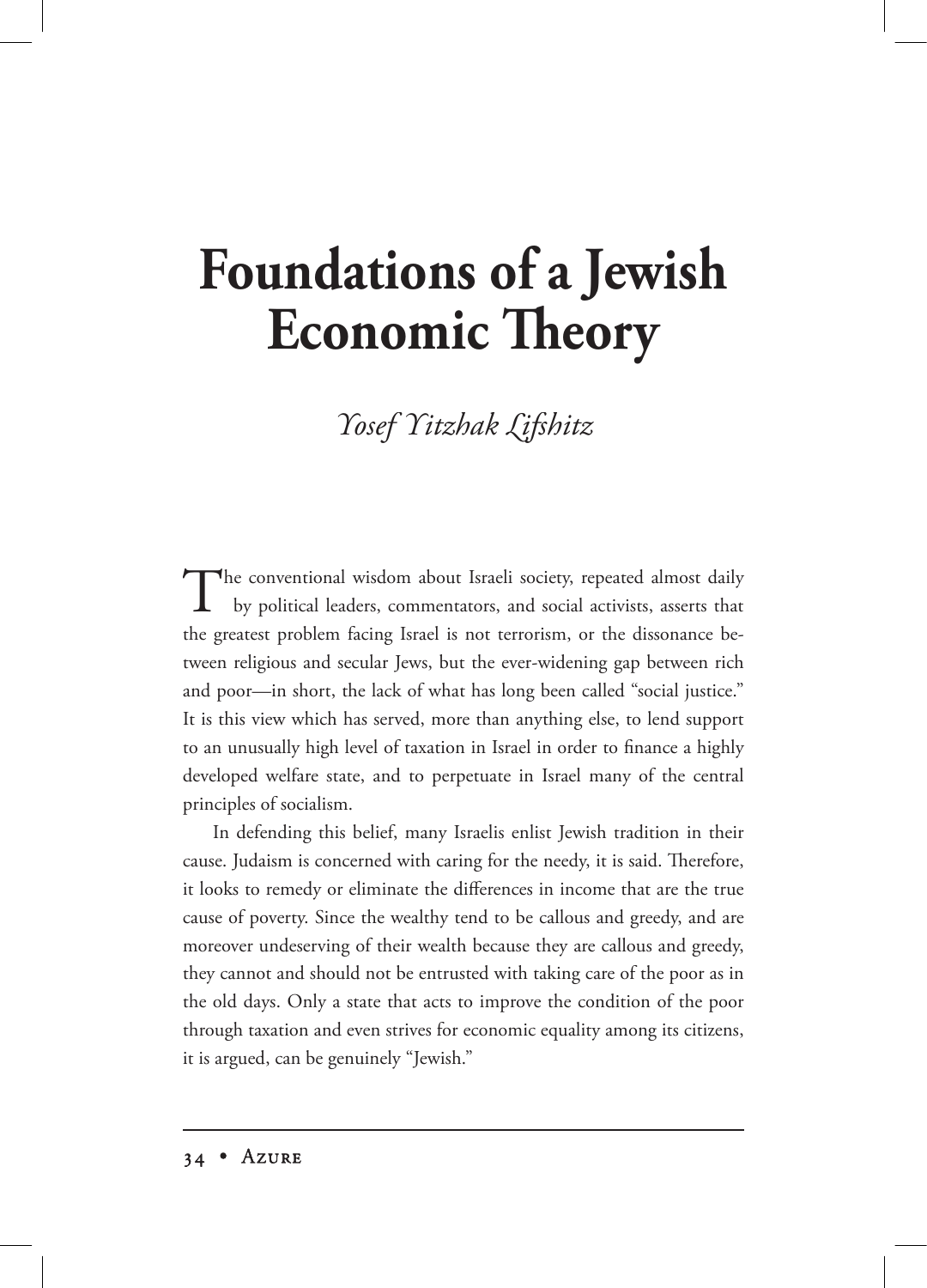# Foundations of a Jewish Economic Theory

*Yosef Yitzhak Lifshitz*

The conventional wisdom about Israeli society, repeated almost daily by political leaders, commentators, and social activists, asserts that the greatest problem facing Israel is not terrorism, or the dissonance between religious and secular Jews, but the ever-widening gap between rich and poor—in short, the lack of what has long been called "social justice." It is this view which has served, more than anything else, to lend support to an unusually high level of taxation in Israel in order to finance a highly developed welfare state, and to perpetuate in Israel many of the central principles of socialism.

In defending this belief, many Israelis enlist Jewish tradition in their cause. Judaism is concerned with caring for the needy, it is said. Therefore, it looks to remedy or eliminate the differences in income that are the true cause of poverty. Since the wealthy tend to be callous and greedy, and are moreover undeserving of their wealth because they are callous and greedy, they cannot and should not be entrusted with taking care of the poor as in the old days. Only a state that acts to improve the condition of the poor through taxation and even strives for economic equality among its citizens, it is argued, can be genuinely "Jewish."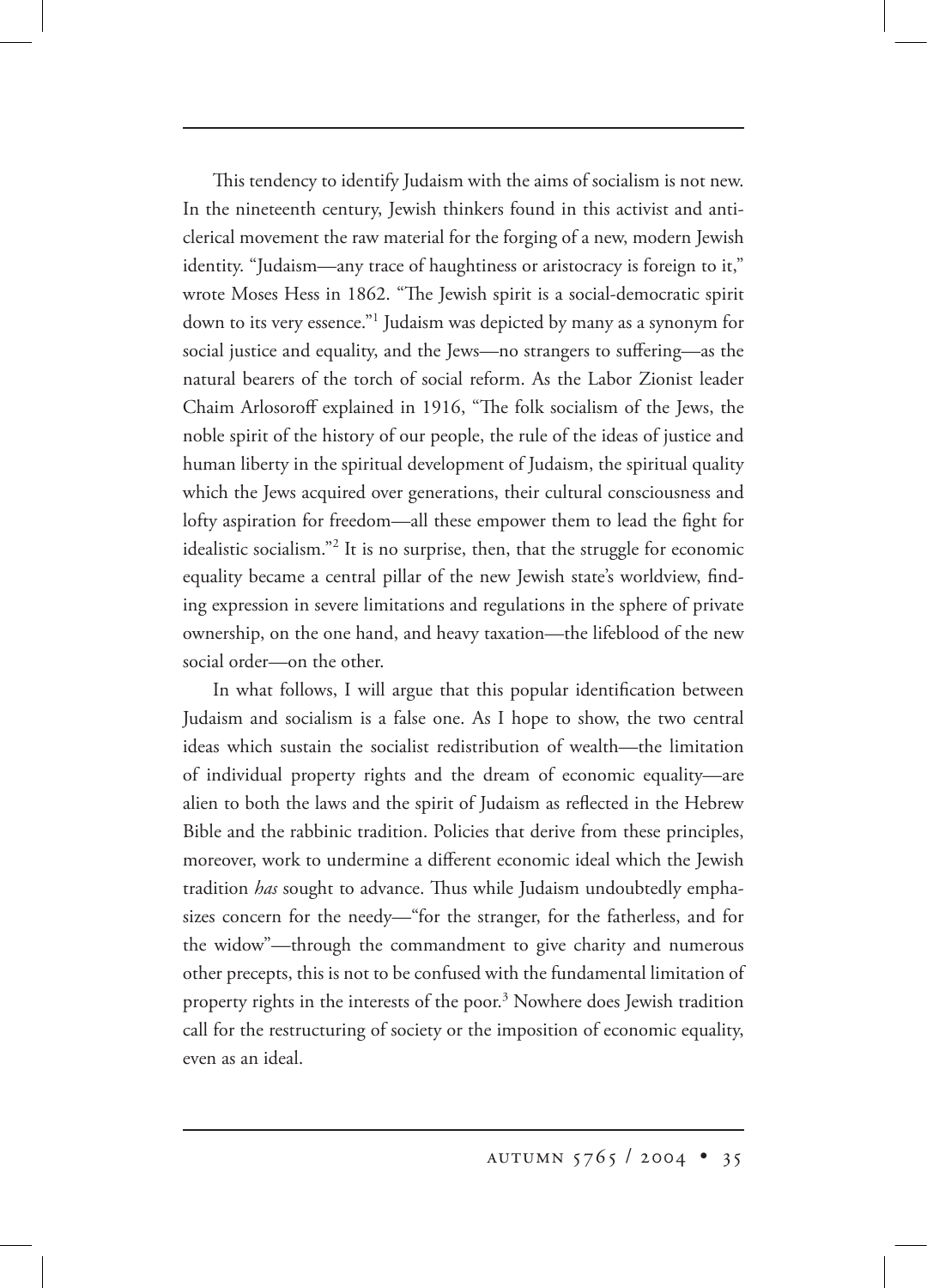This tendency to identify Judaism with the aims of socialism is not new. In the nineteenth century, Jewish thinkers found in this activist and anticlerical movement the raw material for the forging of a new, modern Jewish identity. "Judaism—any trace of haughtiness or aristocracy is foreign to it," wrote Moses Hess in 1862. "The Jewish spirit is a social-democratic spirit down to its very essence."[1] Judaism was depicted by many as a synonym for social justice and equality, and the Jews—no strangers to suffering—as the natural bearers of the torch of social reform. As the Labor Zionist leader Chaim Arlosoroff explained in 1916, "The folk socialism of the Jews, the noble spirit of the history of our people, the rule of the ideas of justice and human liberty in the spiritual development of Judaism, the spiritual quality which the Jews acquired over generations, their cultural consciousness and lofty aspiration for freedom—all these empower them to lead the fight for idealistic socialism."[2] It is no surprise, then, that the struggle for economic equality became a central pillar of the new Jewish state's worldview, finding expression in severe limitations and regulations in the sphere of private ownership, on the one hand, and heavy taxation—the lifeblood of the new social order—on the other.

In what follows, I will argue that this popular identification between Judaism and socialism is a false one. As I hope to show, the two central ideas which sustain the socialist redistribution of wealth—the limitation of individual property rights and the dream of economic equality—are alien to both the laws and the spirit of Judaism as reflected in the Hebrew Bible and the rabbinic tradition. Policies that derive from these principles, moreover, work to undermine a different economic ideal which the Jewish tradition *has* sought to advance. Thus while Judaism undoubtedly emphasizes concern for the needy—"for the stranger, for the fatherless, and for the widow"—through the commandment to give charity and numerous other precepts, this is not to be confused with the fundamental limitation of property rights in the interests of the poor.[3] Nowhere does Jewish tradition call for the restructuring of society or the imposition of economic equality, even as an ideal.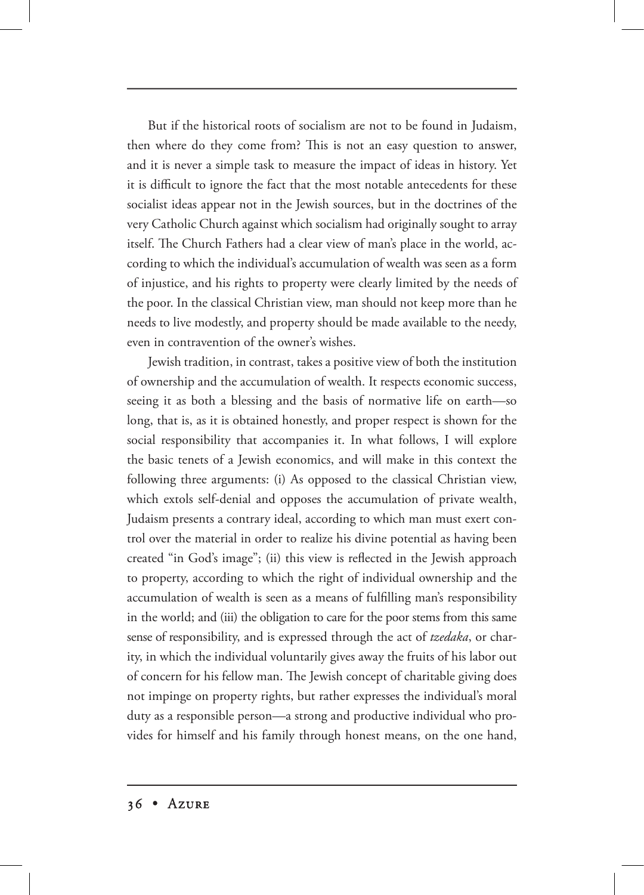But if the historical roots of socialism are not to be found in Judaism, then where do they come from? This is not an easy question to answer, and it is never a simple task to measure the impact of ideas in history. Yet it is difficult to ignore the fact that the most notable antecedents for these socialist ideas appear not in the Jewish sources, but in the doctrines of the very Catholic Church against which socialism had originally sought to array itself. The Church Fathers had a clear view of man's place in the world, according to which the individual's accumulation of wealth was seen as a form of injustice, and his rights to property were clearly limited by the needs of the poor. In the classical Christian view, man should not keep more than he needs to live modestly, and property should be made available to the needy, even in contravention of the owner's wishes.

Jewish tradition, in contrast, takes a positive view of both the institution of ownership and the accumulation of wealth. It respects economic success, seeing it as both a blessing and the basis of normative life on earth—so long, that is, as it is obtained honestly, and proper respect is shown for the social responsibility that accompanies it. In what follows, I will explore the basic tenets of a Jewish economics, and will make in this context the following three arguments: (i) As opposed to the classical Christian view, which extols self-denial and opposes the accumulation of private wealth, Judaism presents a contrary ideal, according to which man must exert control over the material in order to realize his divine potential as having been created "in God's image"; (ii) this view is reflected in the Jewish approach to property, according to which the right of individual ownership and the accumulation of wealth is seen as a means of fulfilling man's responsibility in the world; and (iii) the obligation to care for the poor stems from this same sense of responsibility, and is expressed through the act of *tzedaka*, or charity, in which the individual voluntarily gives away the fruits of his labor out of concern for his fellow man. The Jewish concept of charitable giving does not impinge on property rights, but rather expresses the individual's moral duty as a responsible person—a strong and productive individual who provides for himself and his family through honest means, on the one hand,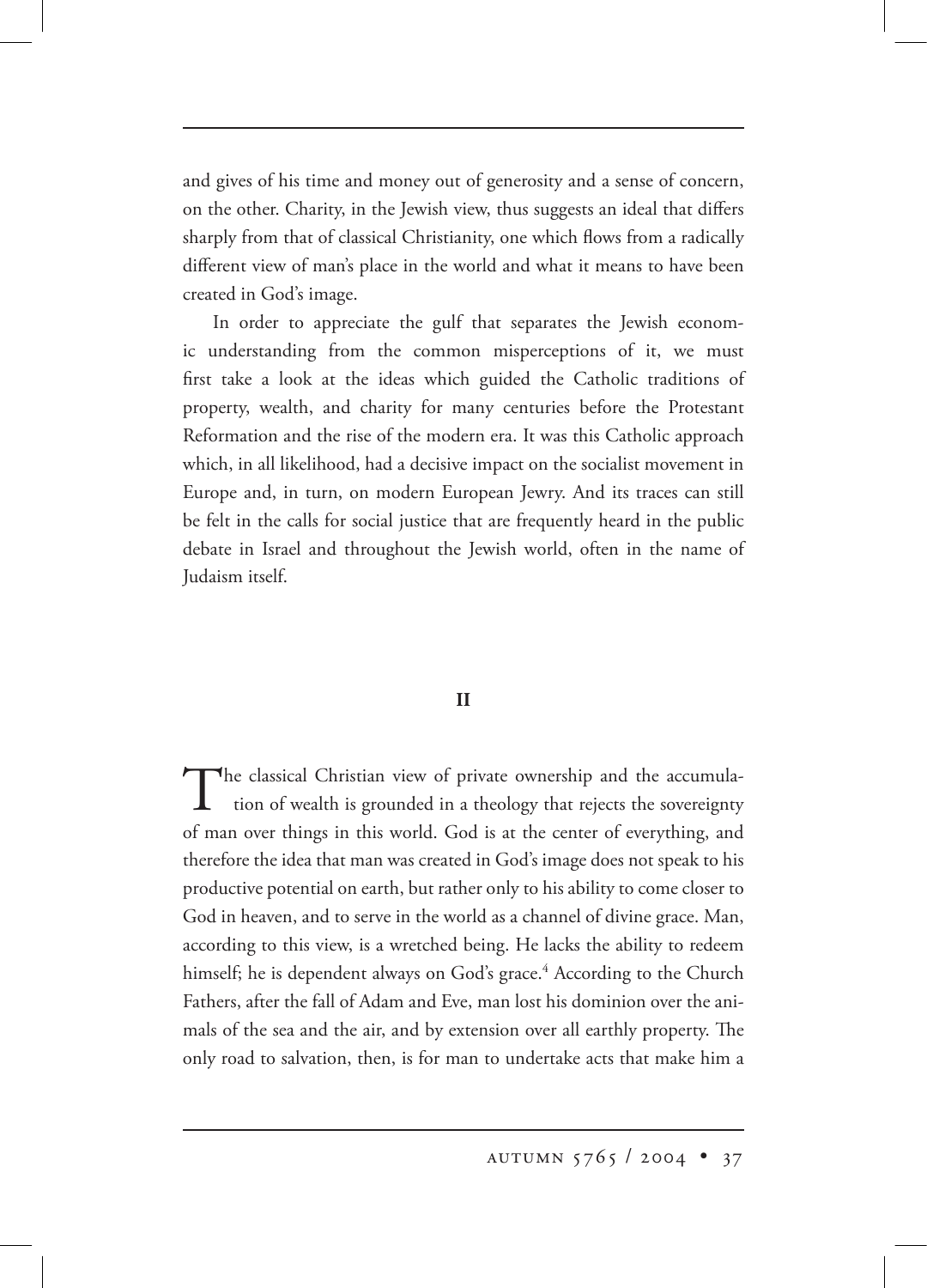and gives of his time and money out of generosity and a sense of concern, on the other. Charity, in the Jewish view, thus suggests an ideal that differs sharply from that of classical Christianity, one which flows from a radically different view of man's place in the world and what it means to have been created in God's image.

In order to appreciate the gulf that separates the Jewish economic understanding from the common misperceptions of it, we must first take a look at the ideas which guided the Catholic traditions of property, wealth, and charity for many centuries before the Protestant Reformation and the rise of the modern era. It was this Catholic approach which, in all likelihood, had a decisive impact on the socialist movement in Europe and, in turn, on modern European Jewry. And its traces can still be felt in the calls for social justice that are frequently heard in the public debate in Israel and throughout the Jewish world, often in the name of Judaism itself.

## II

The classical Christian view of private ownership and the accumulation of wealth is grounded in a theology that rejects the sovereignty of man over things in this world. God is at the center of everything, and therefore the idea that man was created in God's image does not speak to his productive potential on earth, but rather only to his ability to come closer to God in heaven, and to serve in the world as a channel of divine grace. Man, according to this view, is a wretched being. He lacks the ability to redeem himself; he is dependent always on God's grace.[4] According to the Church Fathers, after the fall of Adam and Eve, man lost his dominion over the animals of the sea and the air, and by extension over all earthly property. The only road to salvation, then, is for man to undertake acts that make him a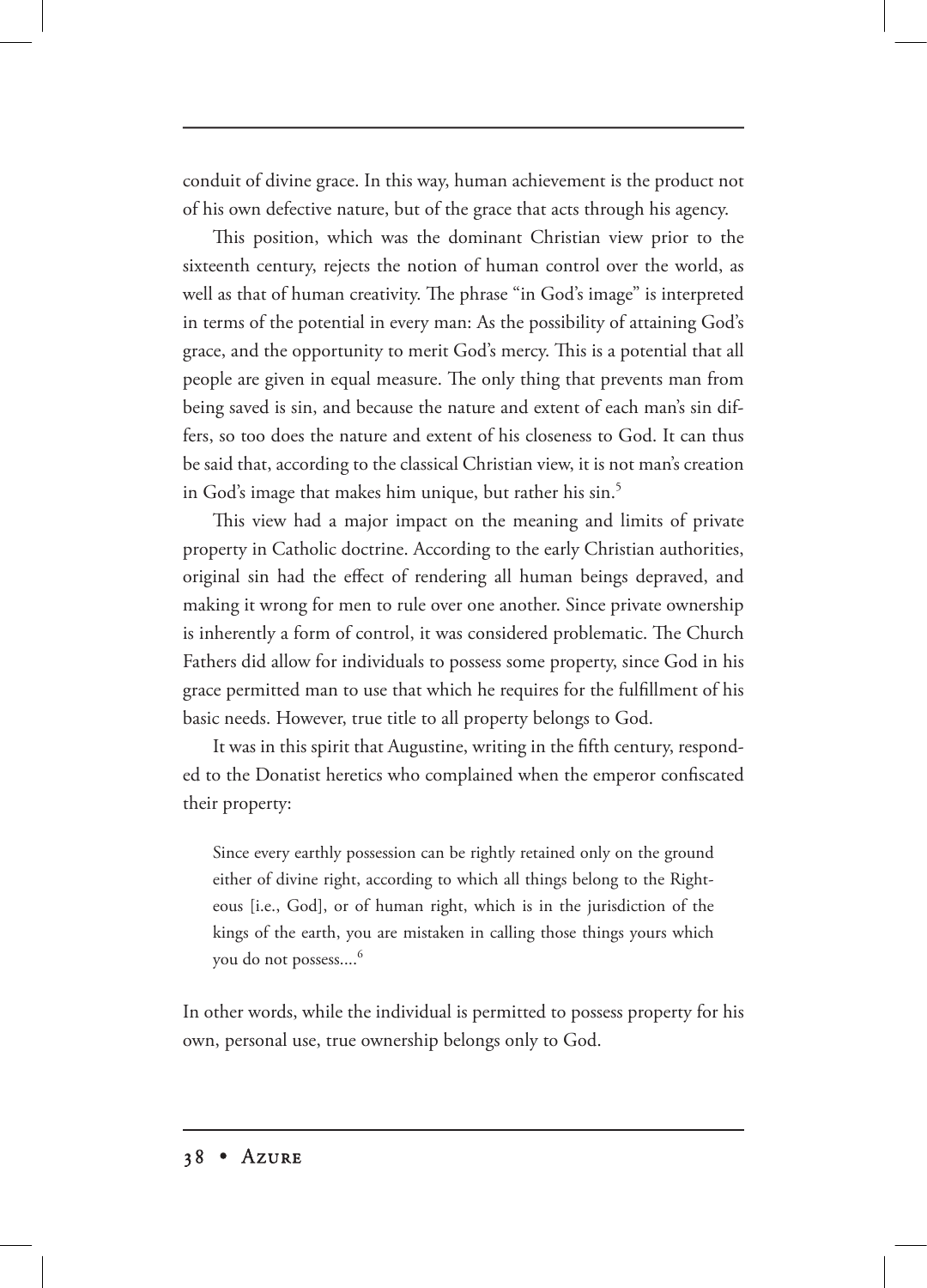conduit of divine grace. In this way, human achievement is the product not of his own defective nature, but of the grace that acts through his agency.

This position, which was the dominant Christian view prior to the sixteenth century, rejects the notion of human control over the world, as well as that of human creativity. The phrase "in God's image" is interpreted in terms of the potential in every man: As the possibility of attaining God's grace, and the opportunity to merit God's mercy. This is a potential that all people are given in equal measure. The only thing that prevents man from being saved is sin, and because the nature and extent of each man's sin differs, so too does the nature and extent of his closeness to God. It can thus be said that, according to the classical Christian view, it is not man's creation in God's image that makes him unique, but rather his sin.[5]

This view had a major impact on the meaning and limits of private property in Catholic doctrine. According to the early Christian authorities, original sin had the effect of rendering all human beings depraved, and making it wrong for men to rule over another. Since private ownership is inherently a form of control, it was considered problematic. The Church Fathers did allow for individuals to possess some property, since God in his grace permitted man to use that which he requires for the fulfillment of his basic needs. However, true title to all property belongs to God.

It was in this spirit that Augustine, writing in the fifth century, responded to the Donatist heretics who complained when the emperor confiscated their property:

> Since every earthly possession can be rightly retained only on the ground either of divine right, according to which all things belong to the Righteous [i.e., God], or of human right, which is in the jurisdiction of the kings of the earth, you are mistaken in calling those things yours which you do not possess....[6]

In other words, while the individual is permitted to possess property for his own, personal use, true ownership belongs only to God.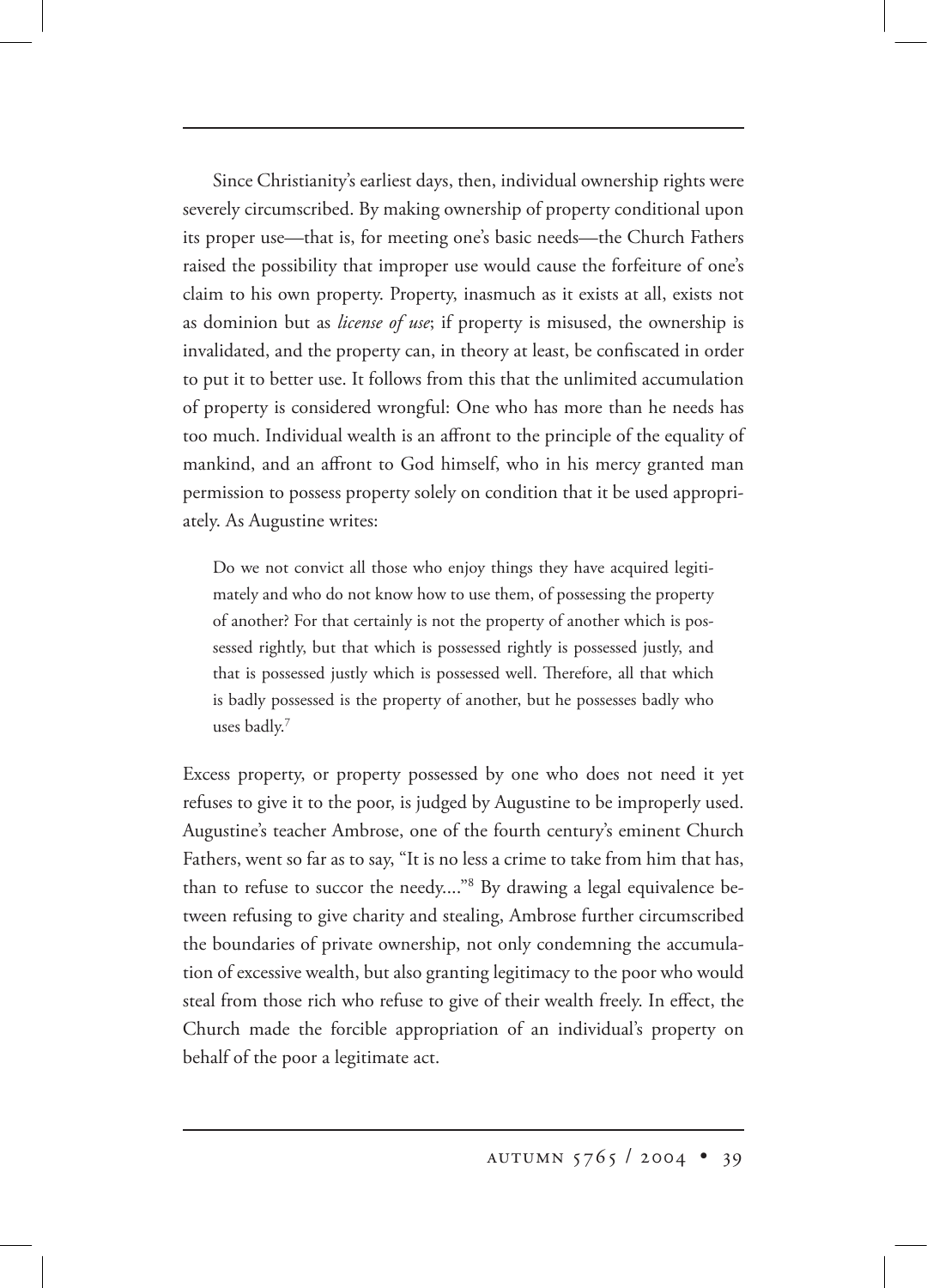Since Christianity's earliest days, then, individual ownership rights were severely circumscribed. By making ownership of property conditional upon its proper use—that is, for meeting one's basic needs—the Church Fathers raised the possibility that improper use would cause the forfeiture of one's claim to his own property. Property, inasmuch as it exists at all, exists not as dominion but as *license of use*; if property is misused, the ownership is invalidated, and the property can, in theory at least, be confiscated in order to put it to better use. It follows from this that the unlimited accumulation of property is considered wrongful: One who has more than he needs has too much. Individual wealth is an affront to the principle of the equality of mankind, and an affront to God himself, who in his mercy granted man permission to possess property solely on condition that it be used appropriately. As Augustine writes:

> Do we not convict all those who enjoy things they have acquired legitimately and who do not know how to use them, of possessing the property of another? For that certainly is not the property of another which is possessed rightly, but that which is possessed rightly is possessed justly, and that is possessed justly which is possessed well. Therefore, all that which is badly possessed is the property of another, but he possesses badly who uses badly.[7]

Excess property, or property possessed by one who does not need it yet refuses to give it to the poor, is judged by Augustine to be improperly used. Augustine's teacher Ambrose, one of the fourth century's eminent Church Fathers, went so far as to say, "It is no less a crime to take from him that has, than to refuse to succor the needy...."[8] By drawing a legal equivalence between refusing to give charity and stealing, Ambrose further circumscribed the boundaries of private ownership, not only condemning the accumulation of excessive wealth, but also granting legitimacy to the poor who would steal from those rich who refuse to give of their wealth freely. In effect, the Church made the forcible appropriation of an individual's property on behalf of the poor a legitimate act.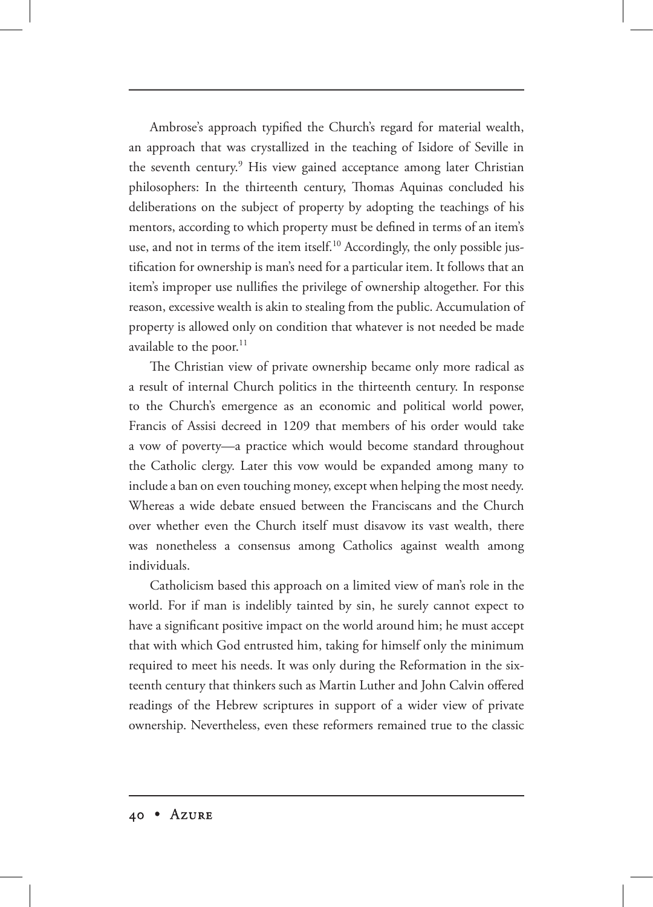Ambrose's approach typified the Church's regard for material wealth, an approach that was crystallized in the teaching of Isidore of Seville in the seventh century.[9] His view gained acceptance among later Christian philosophers: In the thirteenth century, Thomas Aquinas concluded his deliberations on the subject of property by adopting the teachings of his mentors, according to which property must be defined in terms of an item's use, and not in terms of the item itself.[10] Accordingly, the only possible justification for ownership is man's need for a particular item. It follows that an item's improper use nullifies the privilege of ownership altogether. For this reason, excessive wealth is akin to stealing from the public. Accumulation of property is allowed only on condition that whatever is not needed be made available to the poor.[11]

The Christian view of private ownership became only more radical as a result of internal Church politics in the thirteenth century. In response to the Church's emergence as an economic and political world power, Francis of Assisi decreed in 1209 that members of his order would take a vow of poverty—a practice which would become standard throughout the Catholic clergy. Later this vow would be expanded among many to include a ban on even touching money, except when helping the most needy. Whereas a wide debate ensued between the Franciscans and the Church over whether even the Church itself must disavow its vast wealth, there was nonetheless a consensus among Catholics against wealth among individuals.

Catholicism based this approach on a limited view of man's role in the world. For if man is indelibly tainted by sin, he surely cannot expect to have a significant positive impact on the world around him; he must accept that with which God entrusted him, taking for himself only the minimum required to meet his needs. It was only during the Reformation in the sixteenth century that thinkers such as Martin Luther and John Calvin offered readings of the Hebrew scriptures in support of a wider view of private ownership. Nevertheless, even these reformers remained true to the classic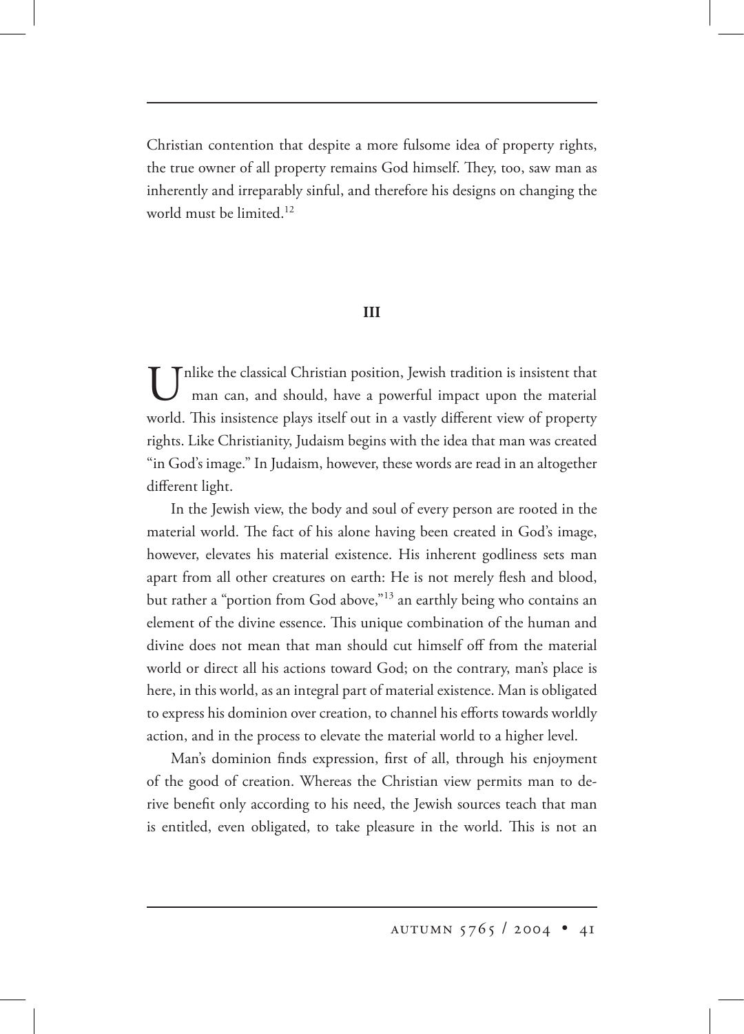Christian contention that despite a more fulsome idea of property rights, the true owner of all property remains God himself. They, too, saw man as inherently and irreparably sinful, and therefore his designs on changing the world must be limited.[12]

## III

Unlike the classical Christian position, Jewish tradition is insistent that man can, and should, have a powerful impact upon the material world. This insistence plays itself out in a vastly different view of property rights. Like Christianity, Judaism begins with the idea that man was created "in God's image." In Judaism, however, these words are read in an altogether different light.

In the Jewish view, the body and soul of every person are rooted in the material world. The fact of his alone having been created in God's image, however, elevates his material existence. His inherent godliness sets man apart from all other creatures on earth: He is not merely flesh and blood, but rather a "portion from God above,"[13] an earthly being who contains an element of the divine essence. This unique combination of the human and divine does not mean that man should cut himself off from the material world or direct all his actions toward God; on the contrary, man's place is here, in this world, as an integral part of material existence. Man is obligated to express his dominion over creation, to channel his efforts towards worldly action, and in the process to elevate the material world to a higher level.

Man's dominion finds expression, first of all, through his enjoyment of the good of creation. Whereas the Christian view permits man to derive benefit only according to his need, the Jewish sources teach that man is entitled, even obligated, to take pleasure in the world. This is not an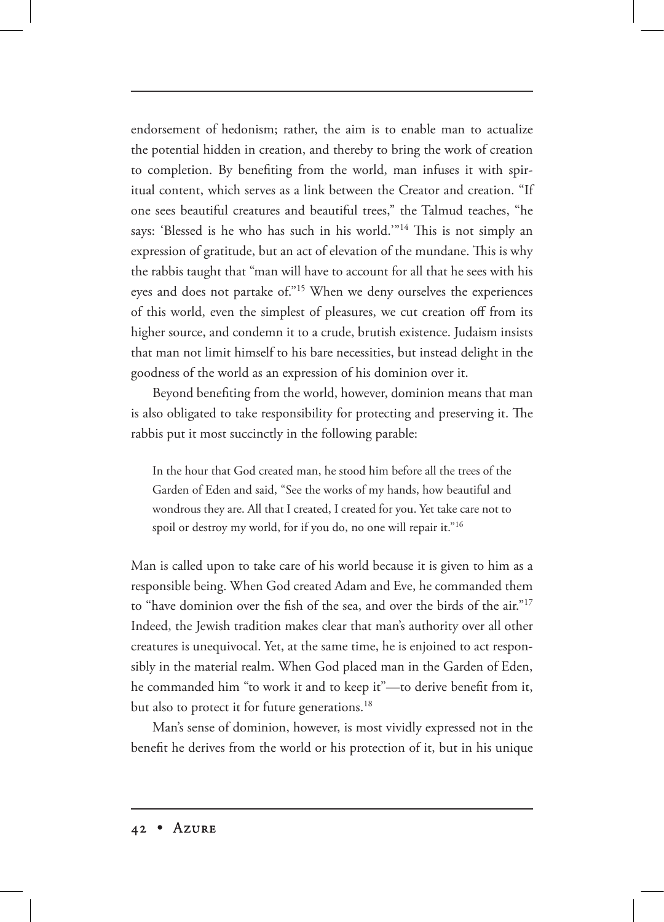endorsement of hedonism; rather, the aim is to enable man to actualize the potential hidden in creation, and thereby to bring the work of creation to completion. By benefiting from the world, man infuses it with spiritual content, which serves as a link between the Creator and creation. "If one sees beautiful creatures and beautiful trees," the Talmud teaches, "he says: 'Blessed is he who has such in his world.'"[14] This is not simply an expression of gratitude, but an act of elevation of the mundane. This is why the rabbis taught that "man will have to account for all that he sees with his eyes and does not partake of."[15] When we deny ourselves the experiences of this world, even the simplest of pleasures, we cut creation off from its higher source, and condemn it to a crude, brutish existence. Judaism insists that man not limit himself to his bare necessities, but instead delight in the goodness of the world as an expression of his dominion over it.

Beyond benefiting from the world, however, dominion means that man is also obligated to take responsibility for protecting and preserving it. The rabbis put it most succinctly in the following parable:

> In the hour that God created man, he stood him before all the trees of the Garden of Eden and said, "See the works of my hands, how beautiful and wondrous they are. All that I created, I created for you. Yet take care not to spoil or destroy my world, for if you do, no one will repair it."[16]

Man is called upon to take care of his world because it is given to him as a responsible being. When God created Adam and Eve, he commanded them to "have dominion over the fish of the sea, and over the birds of the air."[17] Indeed, the Jewish tradition makes clear that man's authority over all other creatures is unequivocal. Yet, at the same time, he is enjoined to act responsibly in the material realm. When God placed man in the Garden of Eden, he commanded him "to work it and to keep it"—to derive benefit from it, but also to protect it for future generations.[18]

Man's sense of dominion, however, is most vividly expressed not in the benefit he derives from the world or his protection of it, but in his unique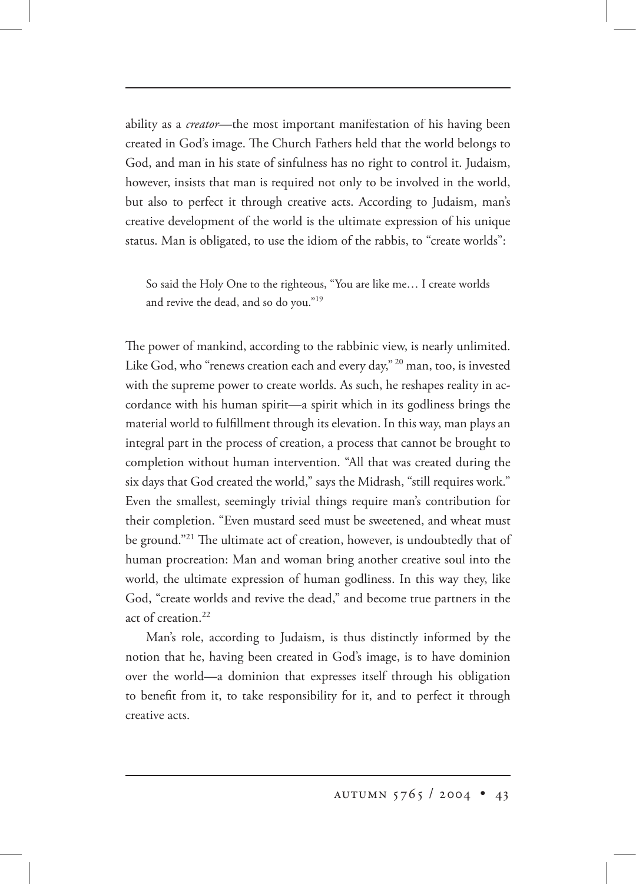ability as a *creator*—the most important manifestation of his having been created in God's image. The Church Fathers held that the world belongs to God, and man in his state of sinfulness has no right to control it. Judaism, however, insists that man is required not only to be involved in the world, but also to perfect it through creative acts. According to Judaism, man's creative development of the world is the ultimate expression of his unique status. Man is obligated, to use the idiom of the rabbis, to "create worlds":

> So said the Holy One to the righteous, "You are like me… I create worlds and revive the dead, and so do you."[19]

The power of mankind, according to the rabbinic view, is nearly unlimited. Like God, who "renews creation each and every day,"[20] man, too, is invested with the supreme power to create worlds. As such, he reshapes reality in accordance with his human spirit—a spirit which in its godliness brings the material world to fulfillment through its elevation. In this way, man plays an integral part in the process of creation, a process that cannot be brought to completion without human intervention. "All that was created during the six days that God created the world," says the Midrash, "still requires work." Even the smallest, seemingly trivial things require man's contribution for their completion. "Even mustard seed must be sweetened, and wheat must be ground."[21] The ultimate act of creation, however, is undoubtedly that of human procreation: Man and woman bring another creative soul into the world, the ultimate expression of human godliness. In this way they, like God, "create worlds and revive the dead," and become true partners in the act of creation.[22]

Man's role, according to Judaism, is thus distinctly informed by the notion that he, having been created in God's image, is to have dominion over the world—a dominion that expresses itself through his obligation to benefit from it, to take responsibility for it, and to perfect it through creative acts.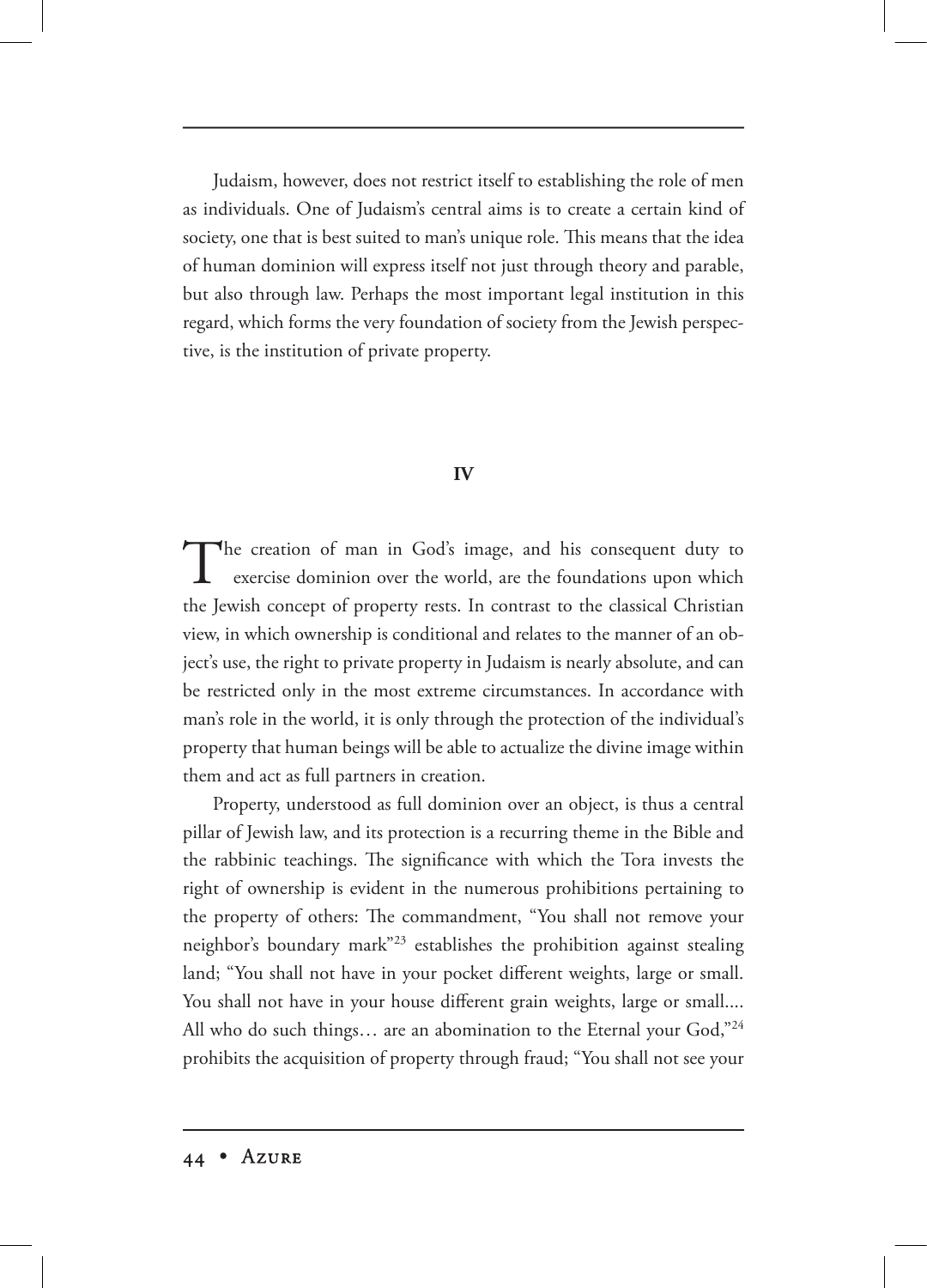Judaism, however, does not restrict itself to establishing the role of men as individuals. One of Judaism's central aims is to create a certain kind of society, one that is best suited to man's unique role. This means that the idea of human dominion will express itself not just through theory and parable, but also through law. Perhaps the most important legal institution in this regard, which forms the very foundation of society from the Jewish perspective, is the institution of private property.

## IV

The creation of man in God's image, and his consequent duty to exercise dominion over the world, are the foundations upon which the Jewish concept of property rests. In contrast to the classical Christian view, in which ownership is conditional and relates to the manner of an object's use, the right to private property in Judaism is nearly absolute, and can be restricted only in the most extreme circumstances. In accordance with man's role in the world, it is only through the protection of the individual's property that human beings will be able to actualize the divine image within them and act as full partners in creation.

Property, understood as full dominion over an object, is thus a central pillar of Jewish law, and its protection is a recurring theme in the Bible and the rabbinic teachings. The significance with which the Tora invests the right of ownership is evident in the numerous prohibitions pertaining to the property of others: The commandment, "You shall not remove your neighbor's boundary mark"[23] establishes the prohibition against stealing land; "You shall not have in your pocket different weights, large or small. You shall not have in your house different grain weights, large or small.... All who do such things… are an abomination to the Eternal your God,"[24] prohibits the acquisition of property through fraud; "You shall not see your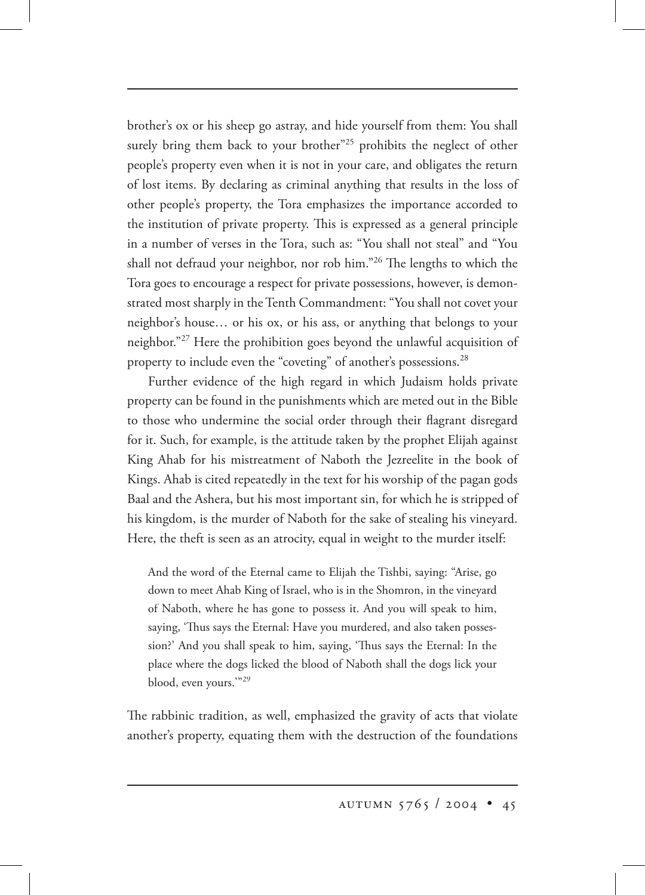brother's ox or his sheep go astray, and hide yourself from them: You shall surely bring them back to your brother"[25] prohibits the neglect of other people's property even when it is not in your care, and obligates the return of lost items. By declaring as criminal anything that results in the loss of other people's property, the Tora emphasizes the importance accorded to the institution of private property. This is expressed as a general principle in a number of verses in the Tora, such as: "You shall not steal" and "You shall not defraud your neighbor, nor rob him."[26] The lengths to which the Tora goes to encourage a respect for private possessions, however, is demonstrated most sharply in the Tenth Commandment: "You shall not covet your neighbor's house… or his ox, or his ass, or anything that belongs to your neighbor."[27] Here the prohibition goes beyond the unlawful acquisition of property to include even the "coveting" of another's possessions.[28]

Further evidence of the high regard in which Judaism holds private property can be found in the punishments which are meted out in the Bible to those who undermine the social order through their flagrant disregard for it. Such, for example, is the attitude taken by the prophet Elijah against King Ahab for his mistreatment of Naboth the Jezreelite in the book of Kings. Ahab is cited repeatedly in the text for his worship of the pagan gods Baal and the Ashera, but his most important sin, for which he is stripped of his kingdom, is the murder of Naboth for the sake of stealing his vineyard. Here, the theft is seen as an atrocity, equal in weight to the murder itself:

> And the word of the Eternal came to Elijah the Tishbi, saying: "Arise, go down to meet Ahab King of Israel, who is in the Shomron, in the vineyard of Naboth, where he has gone to possess it. And you will speak to him, saying, 'Thus says the Eternal: Have you murdered, and also taken possession?' And you shall speak to him, saying, 'Thus says the Eternal: In the place where the dogs licked the blood of Naboth shall the dogs lick your blood, even yours.'"[29]

The rabbinic tradition, as well, emphasized the gravity of acts that violate another's property, equating them with the destruction of the foundations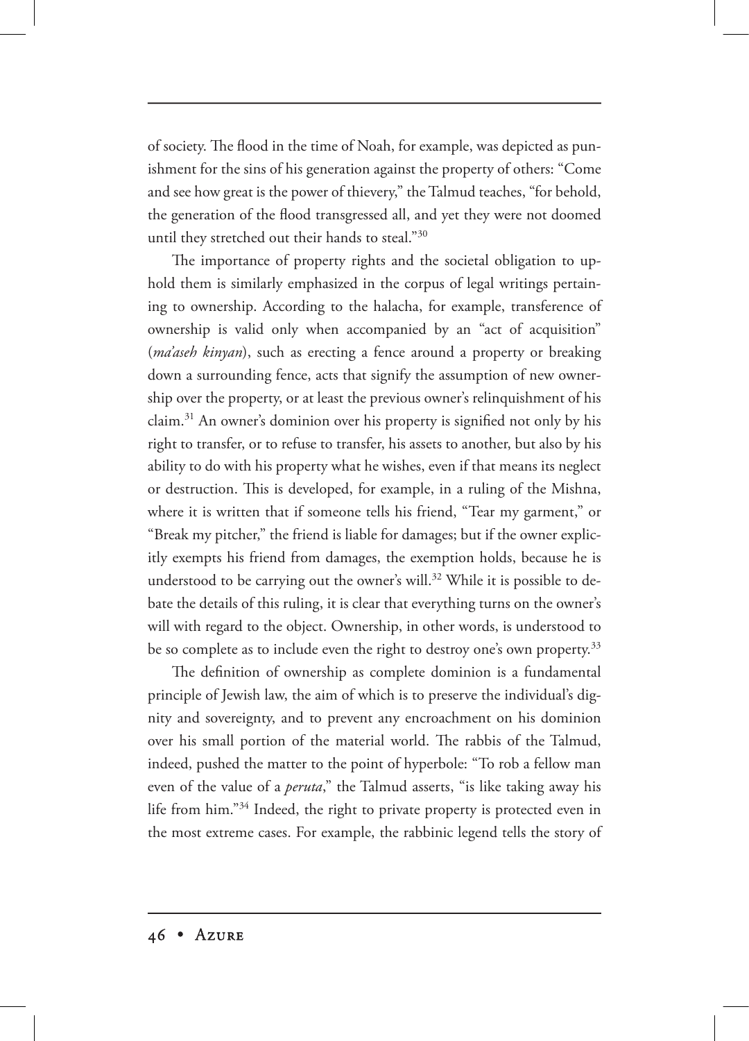of society. The flood in the time of Noah, for example, was depicted as punishment for the sins of his generation against the property of others: "Come and see how great is the power of thievery," the Talmud teaches, "for behold, the generation of the flood transgressed all, and yet they were not doomed until they stretched out their hands to steal."[30]

The importance of property rights and the societal obligation to uphold them is similarly emphasized in the corpus of legal writings pertaining to ownership. According to the halacha, for example, transference of ownership is valid only when accompanied by an "act of acquisition" (*ma'aseh kinyan*), such as erecting a fence around a property or breaking down a surrounding fence, acts that signify the assumption of new ownership over the property, or at least the previous owner's relinquishment of his claim.[31] An owner's dominion over his property is signified not only by his right to transfer, or to refuse to transfer, his assets to another, but also by his ability to do with his property what he wishes, even if that means its neglect or destruction. This is developed, for example, in a ruling of the Mishna, where it is written that if someone tells his friend, "Tear my garment," or "Break my pitcher," the friend is liable for damages; but if the owner explicitly exempts his friend from damages, the exemption holds, because he is understood to be carrying out the owner's will.[32] While it is possible to debate the details of this ruling, it is clear that everything turns on the owner's will with regard to the object. Ownership, in other words, is understood to be so complete as to include even the right to destroy one's own property.[33]

The definition of ownership as complete dominion is a fundamental principle of Jewish law, the aim of which is to preserve the individual's dignity and sovereignty, and to prevent any encroachment on his dominion over his small portion of the material world. The rabbis of the Talmud, indeed, pushed the matter to the point of hyperbole: "To rob a fellow man even of the value of a *peruta*," the Talmud asserts, "is like taking away his life from him."[34] Indeed, the right to private property is protected even in the most extreme cases. For example, the rabbinic legend tells the story of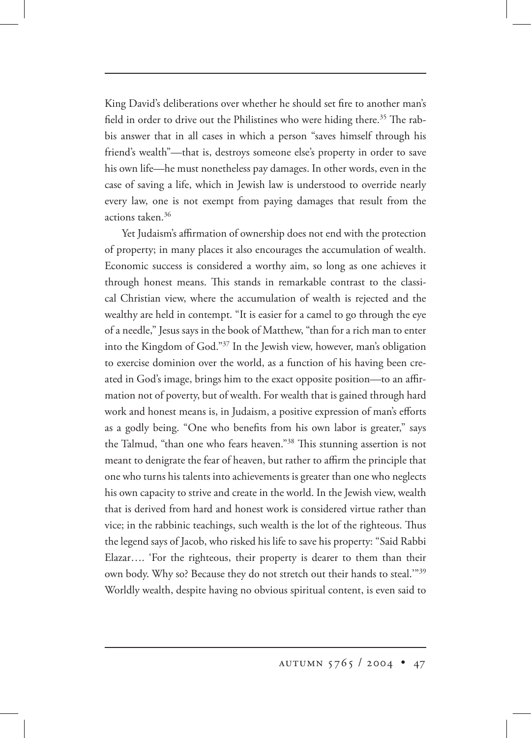King David's deliberations over whether he should set fire to another man's field in order to drive out the Philistines who were hiding there.[35] The rabbis answer that in all cases in which a person "saves himself through his friend's wealth"—that is, destroys someone else's property in order to save his own life—he must nonetheless pay damages. In other words, even in the case of saving a life, which in Jewish law is understood to override nearly every law, one is not exempt from paying damages that result from the actions taken.[36]

Yet Judaism's affirmation of ownership does not end with the protection of property; in many places it also encourages the accumulation of wealth. Economic success is considered a worthy aim, so long as one achieves it through honest means. This stands in remarkable contrast to the classical Christian view, where the accumulation of wealth is rejected and the wealthy are held in contempt. "It is easier for a camel to go through the eye of a needle," Jesus says in the book of Matthew, "than for a rich man to enter into the Kingdom of God."[37] In the Jewish view, however, man's obligation to exercise dominion over the world, as a function of his having been created in God's image, brings him to the exact opposite position—to an affirmation not of poverty, but of wealth. For wealth that is gained through hard work and honest means is, in Judaism, a positive expression of man's efforts as a godly being. "One who benefits from his own labor is greater," says the Talmud, "than one who fears heaven."[38] This stunning assertion is not meant to denigrate the fear of heaven, but rather to affirm the principle that one who turns his talents into achievements is greater than one who neglects his own capacity to strive and create in the world. In the Jewish view, wealth that is derived from hard and honest work is considered virtue rather than vice; in the rabbinic teachings, such wealth is the lot of the righteous. Thus the legend says of Jacob, who risked his life to save his property: "Said Rabbi Elazar…. 'For the righteous, their property is dearer to them than their own body. Why so? Because they do not stretch out their hands to steal.'"[39] Worldly wealth, despite having no obvious spiritual content, is even said to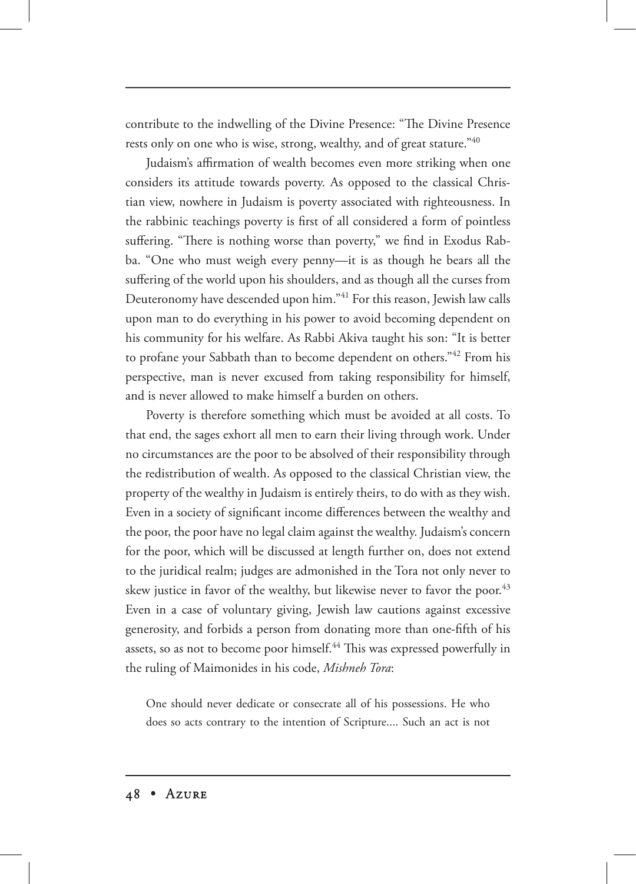contribute to the indwelling of the Divine Presence: "The Divine Presence rests only on one who is wise, strong, wealthy, and of great stature."[40]

Judaism's affirmation of wealth becomes even more striking when one considers its attitude towards poverty. As opposed to the classical Christian view, nowhere in Judaism is poverty associated with righteousness. In the rabbinic teachings poverty is first of all considered a form of pointless suffering. "There is nothing worse than poverty," we find in Exodus Rabba. "One who must weigh every penny—it is as though he bears all the suffering of the world upon his shoulders, and as though all the curses from Deuteronomy have descended upon him."[41] For this reason, Jewish law calls upon man to do everything in his power to avoid becoming dependent on his community for his welfare. As Rabbi Akiva taught his son: "It is better to profane your Sabbath than to become dependent on others."[42] From his perspective, man is never excused from taking responsibility for himself, and is never allowed to make himself a burden on others.

Poverty is therefore something which must be avoided at all costs. To that end, the sages exhort all men to earn their living through work. Under no circumstances are the poor to be absolved of their responsibility through the redistribution of wealth. As opposed to the classical Christian view, the property of the wealthy in Judaism is entirely theirs, to do with as they wish. Even in a society of significant income differences between the wealthy and the poor, the poor have no legal claim against the wealthy. Judaism's concern for the poor, which will be discussed at length further on, does not extend to the juridical realm; judges are admonished in the Tora not only never to skew justice in favor of the wealthy, but likewise never to favor the poor.[43] Even in a case of voluntary giving, Jewish law cautions against excessive generosity, and forbids a person from donating more than one-fifth of his assets, so as not to become poor himself.[44] This was expressed powerfully in the ruling of Maimonides in his code, *Mishneh Tora*:

> One should never dedicate or consecrate all of his possessions. He who does so acts contrary to the intention of Scripture.... Such an act is not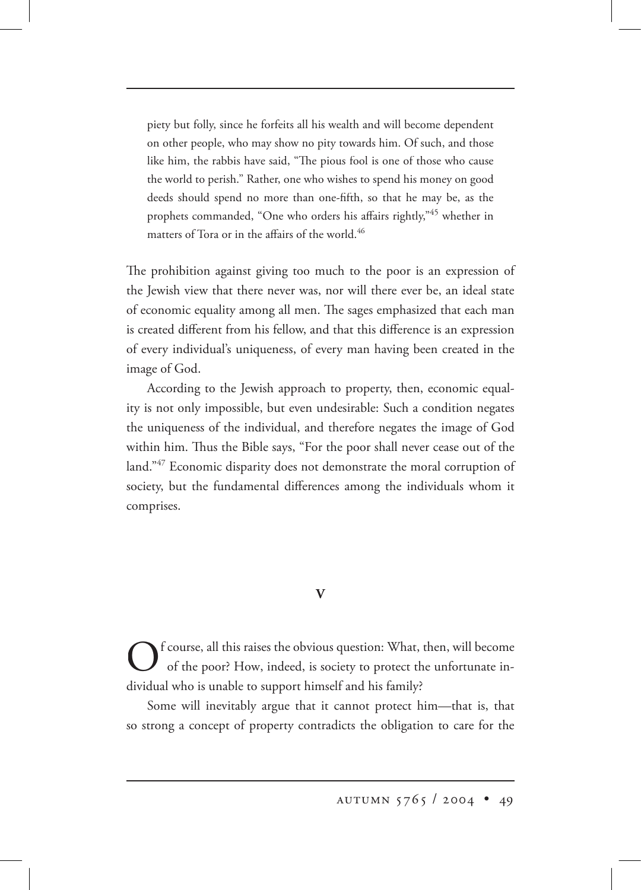> piety but folly, since he forfeits all his wealth and will become dependent on other people, who may show no pity towards him. Of such, and those like him, the rabbis have said, "The pious fool is one of those who cause the world to perish." Rather, one who wishes to spend his money on good deeds should spend no more than one-fifth, so that he may be, as the prophets commanded, "One who orders his affairs rightly,"[45] whether in matters of Tora or in the affairs of the world.[46]

The prohibition against giving too much to the poor is an expression of the Jewish view that there never was, nor will there ever be, an ideal state of economic equality among all men. The sages emphasized that each man is created different from his fellow, and that this difference is an expression of every individual's uniqueness, of every man having been created in the image of God.

According to the Jewish approach to property, then, economic equality is not only impossible, but even undesirable: Such a condition negates the uniqueness of the individual, and therefore negates the image of God within him. Thus the Bible says, "For the poor shall never cease out of the land."[47] Economic disparity does not demonstrate the moral corruption of society, but the fundamental differences among the individuals whom it comprises.

## V

Of course, all this raises the obvious question: What, then, will become of the poor? How, indeed, is society to protect the unfortunate individual who is unable to support himself and his family?

Some will inevitably argue that it cannot protect him—that is, that so strong a concept of property contradicts the obligation to care for the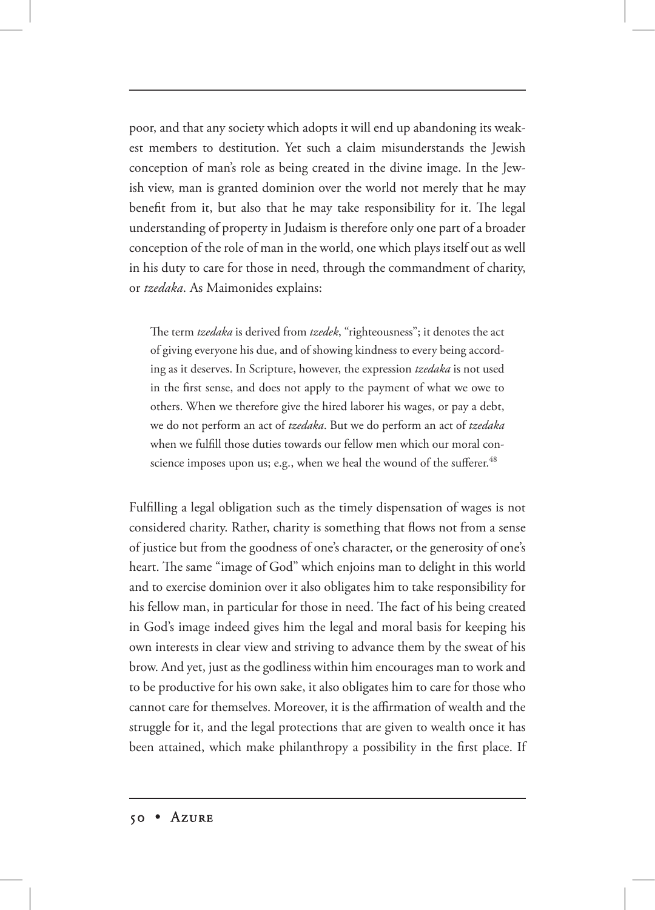poor, and that any society which adopts it will end up abandoning its weakest members to destitution. Yet such a claim misunderstands the Jewish conception of man's role as being created in the divine image. In the Jewish view, man is granted dominion over the world not merely that he may benefit from it, but also that he may take responsibility for it. The legal understanding of property in Judaism is therefore only one part of a broader conception of the role of man in the world, one which plays itself out as well in his duty to care for those in need, through the commandment of charity, or *tzedaka*. As Maimonides explains:

> The term *tzedaka* is derived from *tzedek*, "righteousness"; it denotes the act of giving everyone his due, and of showing kindness to every being according as it deserves. In Scripture, however, the expression *tzedaka* is not used in the first sense, and does not apply to the payment of what we owe to others. When we therefore give the hired laborer his wages, or pay a debt, we do not perform an act of *tzedaka*. But we do perform an act of *tzedaka* when we fulfill those duties towards our fellow men which our moral conscience imposes upon us; e.g., when we heal the wound of the sufferer.[48]

Fulfilling a legal obligation such as the timely dispensation of wages is not considered charity. Rather, charity is something that flows not from a sense of justice but from the goodness of one's character, or the generosity of one's heart. The same "image of God" which enjoins man to delight in this world and to exercise dominion over it also obligates him to take responsibility for his fellow man, in particular for those in need. The fact of his being created in God's image indeed gives him the legal and moral basis for keeping his own interests in clear view and striving to advance them by the sweat of his brow. And yet, just as the godliness within him encourages man to work and to be productive for his own sake, it also obligates him to care for those who cannot care for themselves. Moreover, it is the affirmation of wealth and the struggle for it, and the legal protections that are given to wealth once it has been attained, which make philanthropy a possibility in the first place. If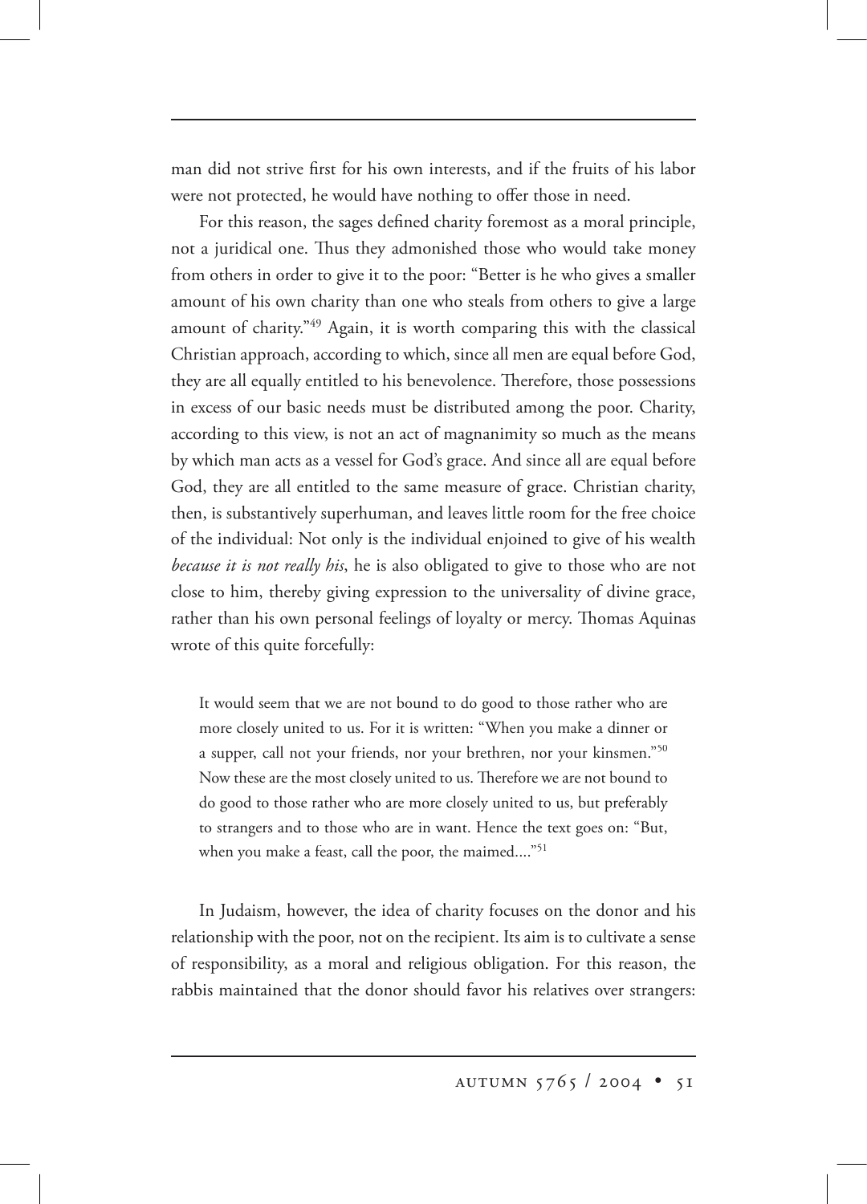man did not strive first for his own interests, and if the fruits of his labor were not protected, he would have nothing to offer those in need.

For this reason, the sages defined charity foremost as a moral principle, not a juridical one. Thus they admonished those who would take money from others in order to give it to the poor: "Better is he who gives a smaller amount of his own charity than one who steals from others to give a large amount of charity."[49] Again, it is worth comparing this with the classical Christian approach, according to which, since all men are equal before God, they are all equally entitled to his benevolence. Therefore, those possessions in excess of our basic needs must be distributed among the poor. Charity, according to this view, is not an act of magnanimity so much as the means by which man acts as a vessel for God's grace. And since all are equal before God, they are all entitled to the same measure of grace. Christian charity, then, is substantively superhuman, and leaves little room for the free choice of the individual: Not only is the individual enjoined to give of his wealth *because it is not really his*, he is also obligated to give to those who are not close to him, thereby giving expression to the universality of divine grace, rather than his own personal feelings of loyalty or mercy. Thomas Aquinas wrote of this quite forcefully:

> It would seem that we are not bound to do good to those rather who are more closely united to us. For it is written: "When you make a dinner or a supper, call not your friends, nor your brethren, nor your kinsmen."[50] Now these are the most closely united to us. Therefore we are not bound to do good to those rather who are more closely united to us, but preferably to strangers and to those who are in want. Hence the text goes on: "But, when you make a feast, call the poor, the maimed...."[51]

In Judaism, however, the idea of charity focuses on the donor and his relationship with the poor, not on the recipient. Its aim is to cultivate a sense of responsibility, as a moral and religious obligation. For this reason, the rabbis maintained that the donor should favor his relatives over strangers: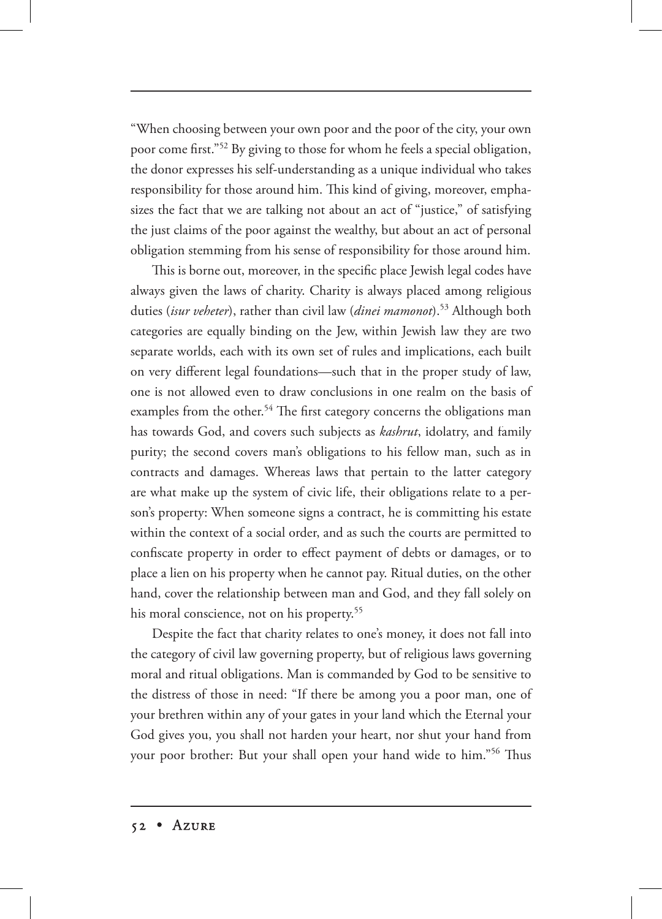"When choosing between your own poor and the poor of the city, your own poor come first."[52] By giving to those for whom he feels a special obligation, the donor expresses his self-understanding as a unique individual who takes responsibility for those around him. This kind of giving, moreover, emphasizes the fact that we are talking not about an act of "justice," of satisfying the just claims of the poor against the wealthy, but about an act of personal obligation stemming from his sense of responsibility for those around him.

This is borne out, moreover, in the specific place Jewish legal codes have always given the laws of charity. Charity is always placed among religious duties (*isur veheter*), rather than civil law (*dinei mamonot*).[53] Although both categories are equally binding on the Jew, within Jewish law they are two separate worlds, each with its own set of rules and implications, each built on very different legal foundations—such that in the proper study of law, one is not allowed even to draw conclusions in one realm on the basis of examples from the other.[54] The first category concerns the obligations man has towards God, and covers such subjects as *kashrut*, idolatry, and family purity; the second covers man's obligations to his fellow man, such as in contracts and damages. Whereas laws that pertain to the latter category are what make up the system of civic life, their obligations relate to a person's property: When someone signs a contract, he is committing his estate within the context of a social order, and as such the courts are permitted to confiscate property in order to effect payment of debts or damages, or to place a lien on his property when he cannot pay. Ritual duties, on the other hand, cover the relationship between man and God, and they fall solely on his moral conscience, not on his property.[55]

Despite the fact that charity relates to one's money, it does not fall into the category of civil law governing property, but of religious laws governing moral and ritual obligations. Man is commanded by God to be sensitive to the distress of those in need: "If there be among you a poor man, one of your brethren within any of your gates in your land which the Eternal your God gives you, you shall not harden your heart, nor shut your hand from your poor brother: But your shall open your hand wide to him."[56] Thus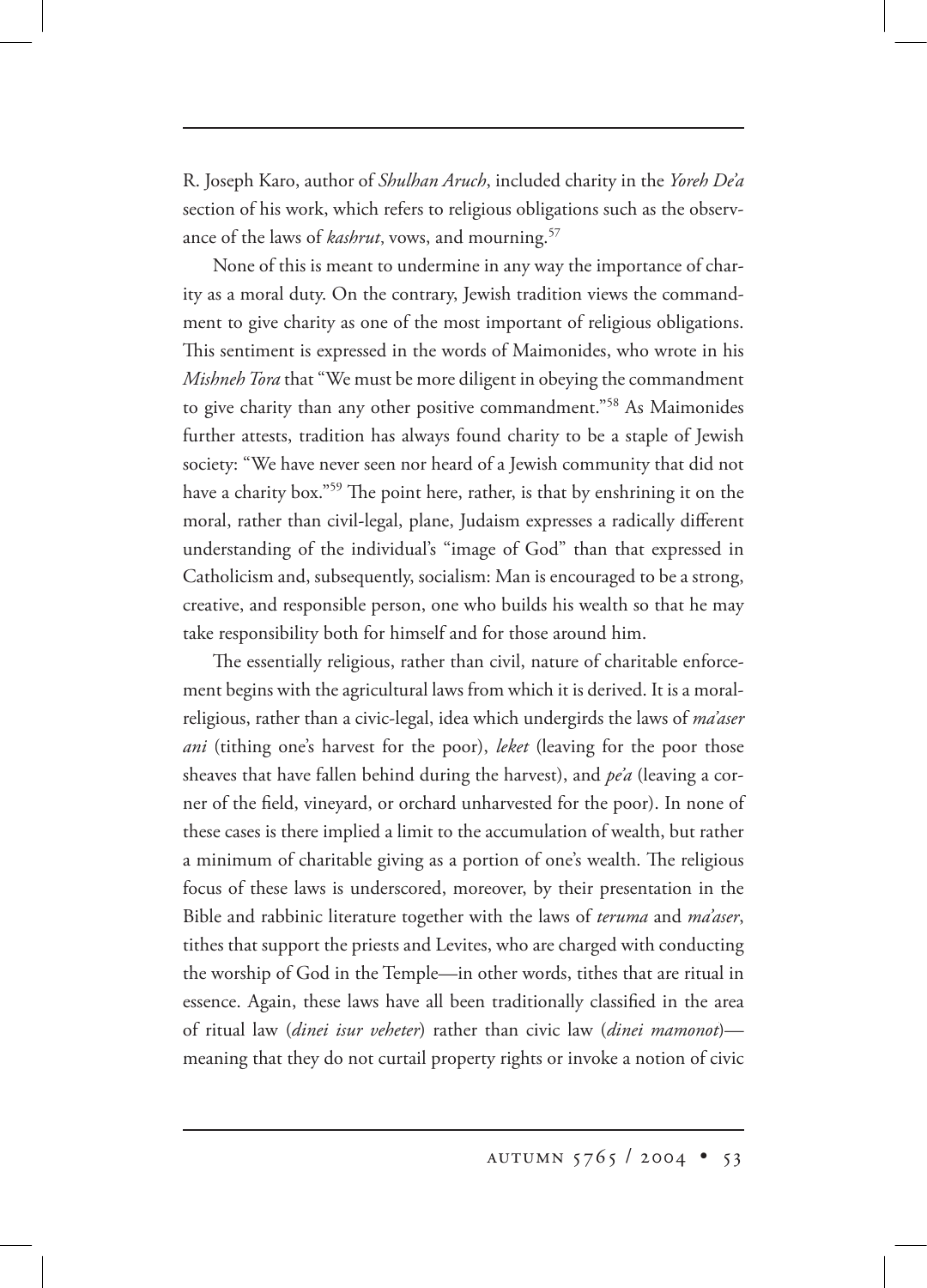R. Joseph Karo, author of *Shulhan Aruch*, included charity in the *Yoreh De'a* section of his work, which refers to religious obligations such as the observance of the laws of *kashrut*, vows, and mourning.[57]

None of this is meant to undermine in any way the importance of charity as a moral duty. On the contrary, Jewish tradition views the commandment to give charity as one of the most important of religious obligations. This sentiment is expressed in the words of Maimonides, who wrote in his *Mishneh Tora* that "We must be more diligent in obeying the commandment to give charity than any other positive commandment."[58] As Maimonides further attests, tradition has always found charity to be a staple of Jewish society: "We have never seen nor heard of a Jewish community that did not have a charity box."[59] The point here, rather, is that by enshrining it on the moral, rather than civil-legal, plane, Judaism expresses a radically different understanding of the individual's "image of God" than that expressed in Catholicism and, subsequently, socialism: Man is encouraged to be a strong, creative, and responsible person, one who builds his wealth so that he may take responsibility both for himself and for those around him.

The essentially religious, rather than civil, nature of charitable enforcement begins with the agricultural laws from which it is derived. It is a moral-religious, rather than a civic-legal, idea which undergirds the laws of *ma'aser ani* (tithing one's harvest for the poor), *leket* (leaving for the poor those sheaves that have fallen behind during the harvest), and *pe'a* (leaving a corner of the field, vineyard, or orchard unharvested for the poor). In none of these cases is there implied a limit to the accumulation of wealth, but rather a minimum of charitable giving as a portion of one's wealth. The religious focus of these laws is underscored, moreover, by their presentation in the Bible and rabbinic literature together with the laws of *teruma* and *ma'aser*, tithes that support the priests and Levites, who are charged with conducting the worship of God in the Temple—in other words, tithes that are ritual in essence. Again, these laws have all been traditionally classified in the area of ritual law (*dinei isur veheter*) rather than civic law (*dinei mamonot*)—meaning that they do not curtail property rights or invoke a notion of civic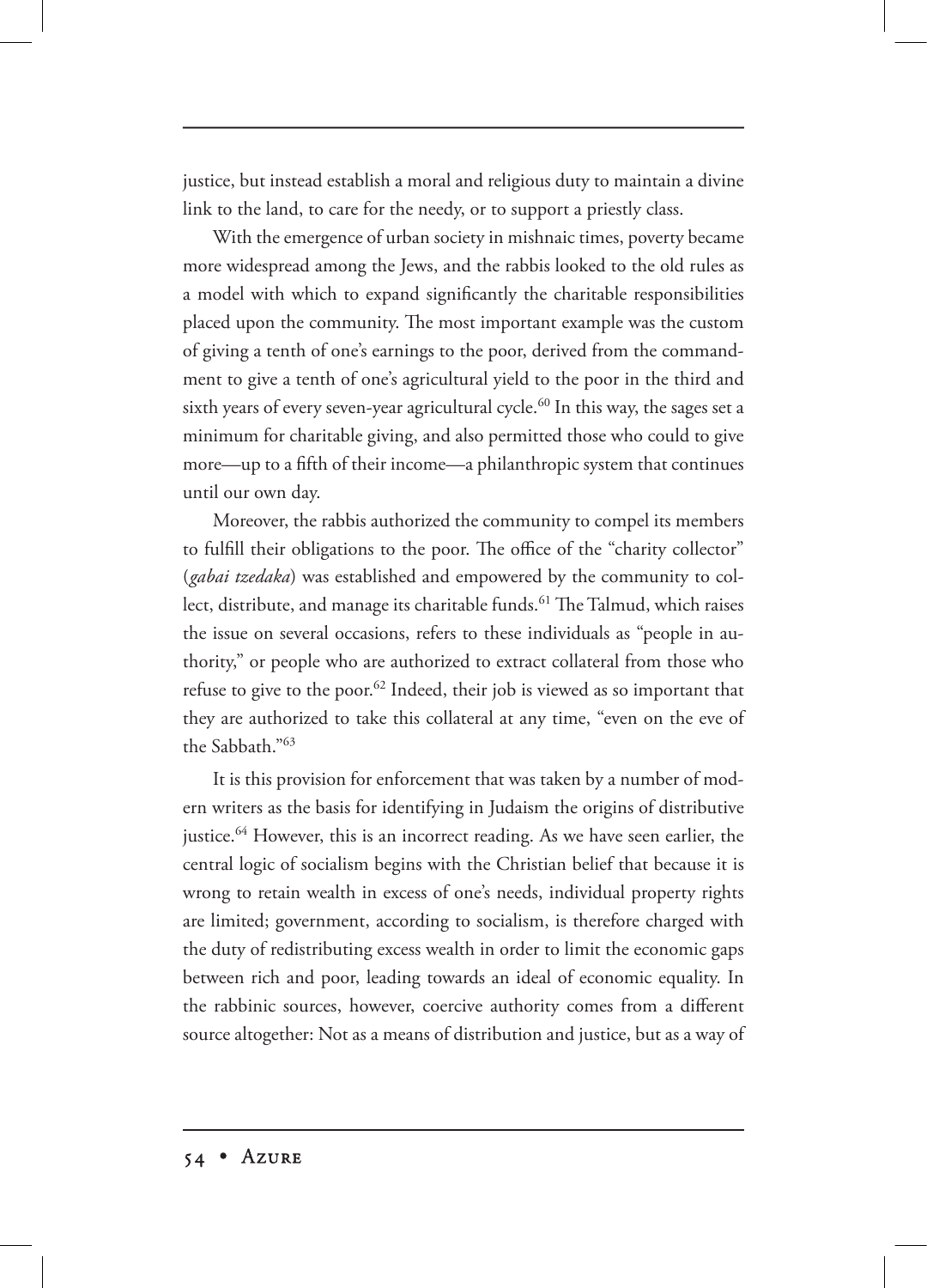justice, but instead establish a moral and religious duty to maintain a divine link to the land, to care for the needy, or to support a priestly class.

With the emergence of urban society in mishnaic times, poverty became more widespread among the Jews, and the rabbis looked to the old rules as a model with which to expand significantly the charitable responsibilities placed upon the community. The most important example was the custom of giving a tenth of one's earnings to the poor, derived from the commandment to give a tenth of one's agricultural yield to the poor in the third and sixth years of every seven-year agricultural cycle.[60] In this way, the sages set a minimum for charitable giving, and also permitted those who could to give more—up to a fifth of their income—a philanthropic system that continues until our own day.

Moreover, the rabbis authorized the community to compel its members to fulfill their obligations to the poor. The office of the "charity collector" (*gabai tzedaka*) was established and empowered by the community to collect, distribute, and manage its charitable funds.[61] The Talmud, which raises the issue on several occasions, refers to these individuals as "people in authority," or people who are authorized to extract collateral from those who refuse to give to the poor.[62] Indeed, their job is viewed as so important that they are authorized to take this collateral at any time, "even on the eve of the Sabbath."[63]

It is this provision for enforcement that was taken by a number of modern writers as the basis for identifying in Judaism the origins of distributive justice.[64] However, this is an incorrect reading. As we have seen earlier, the central logic of socialism begins with the Christian belief that because it is wrong to retain wealth in excess of one's needs, individual property rights are limited; government, according to socialism, is therefore charged with the duty of redistributing excess wealth in order to limit the economic gaps between rich and poor, leading towards an ideal of economic equality. In the rabbinic sources, however, coercive authority comes from a different source altogether: Not as a means of distribution and justice, but as a way of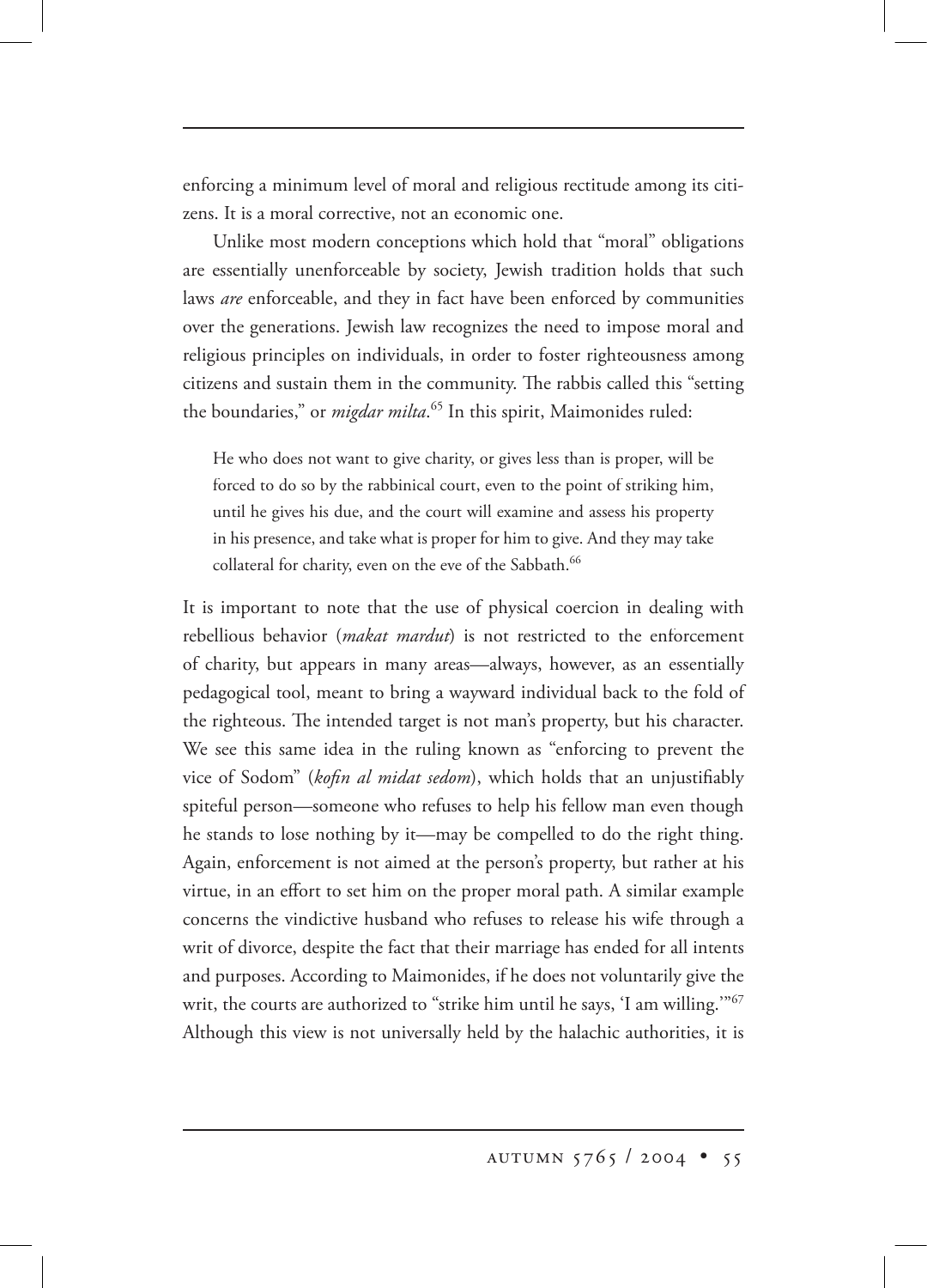enforcing a minimum level of moral and religious rectitude among its citizens. It is a moral corrective, not an economic one.

Unlike most modern conceptions which hold that "moral" obligations are essentially unenforceable by society, Jewish tradition holds that such laws *are* enforceable, and they in fact have been enforced by communities over the generations. Jewish law recognizes the need to impose moral and religious principles on individuals, in order to foster righteousness among citizens and sustain them in the community. The rabbis called this "setting the boundaries," or *migdar milta*.[65] In this spirit, Maimonides ruled:

> He who does not want to give charity, or gives less than is proper, will be forced to do so by the rabbinical court, even to the point of striking him, until he gives his due, and the court will examine and assess his property in his presence, and take what is proper for him to give. And they may take collateral for charity, even on the eve of the Sabbath.[66]

It is important to note that the use of physical coercion in dealing with rebellious behavior (*makat mardut*) is not restricted to the enforcement of charity, but appears in many areas—always, however, as an essentially pedagogical tool, meant to bring a wayward individual back to the fold of the righteous. The intended target is not man's property, but his character. We see this same idea in the ruling known as "enforcing to prevent the vice of Sodom" (*kofin al midat sedom*), which holds that an unjustifiably spiteful person—someone who refuses to help his fellow man even though he stands to lose nothing by it—may be compelled to do the right thing. Again, enforcement is not aimed at the person's property, but rather at his virtue, in an effort to set him on the proper moral path. A similar example concerns the vindictive husband who refuses to release his wife through a writ of divorce, despite the fact that their marriage has ended for all intents and purposes. According to Maimonides, if he does not voluntarily give the writ, the courts are authorized to "strike him until he says, 'I am willing.'"[67] Although this view is not universally held by the halachic authorities, it is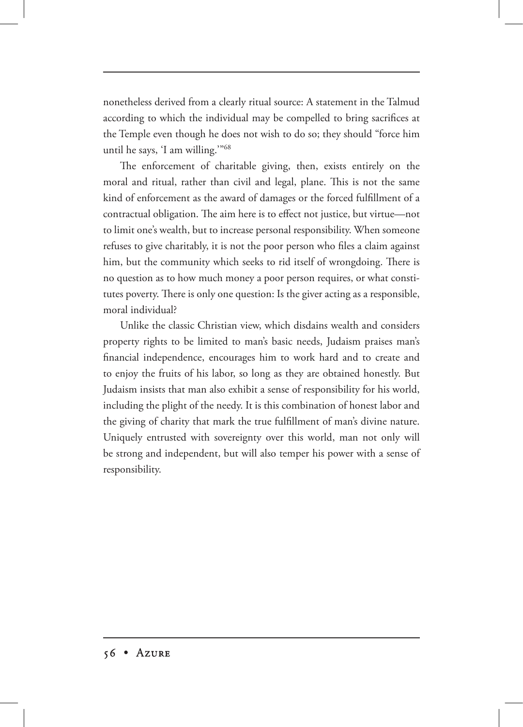nonetheless derived from a clearly ritual source: A statement in the Talmud according to which the individual may be compelled to bring sacrifices at the Temple even though he does not wish to do so; they should "force him until he says, 'I am willing.'"[68]

The enforcement of charitable giving, then, exists entirely on the moral and ritual, rather than civil and legal, plane. This is not the same kind of enforcement as the award of damages or the forced fulfillment of a contractual obligation. The aim here is to effect not justice, but virtue—not to limit one's wealth, but to increase personal responsibility. When someone refuses to give charitably, it is not the poor person who files a claim against him, but the community which seeks to rid itself of wrongdoing. There is no question as to how much money a poor person requires, or what constitutes poverty. There is only one question: Is the giver acting as a responsible, moral individual?

Unlike the classic Christian view, which disdains wealth and considers property rights to be limited to man's basic needs, Judaism praises man's financial independence, encourages him to work hard and to create and to enjoy the fruits of his labor, so long as they are obtained honestly. But Judaism insists that man also exhibit a sense of responsibility for his world, including the plight of the needy. It is this combination of honest labor and the giving of charity that mark the true fulfillment of man's divine nature. Uniquely entrusted with sovereignty over this world, man not only will be strong and independent, but will also temper his power with a sense of responsibility.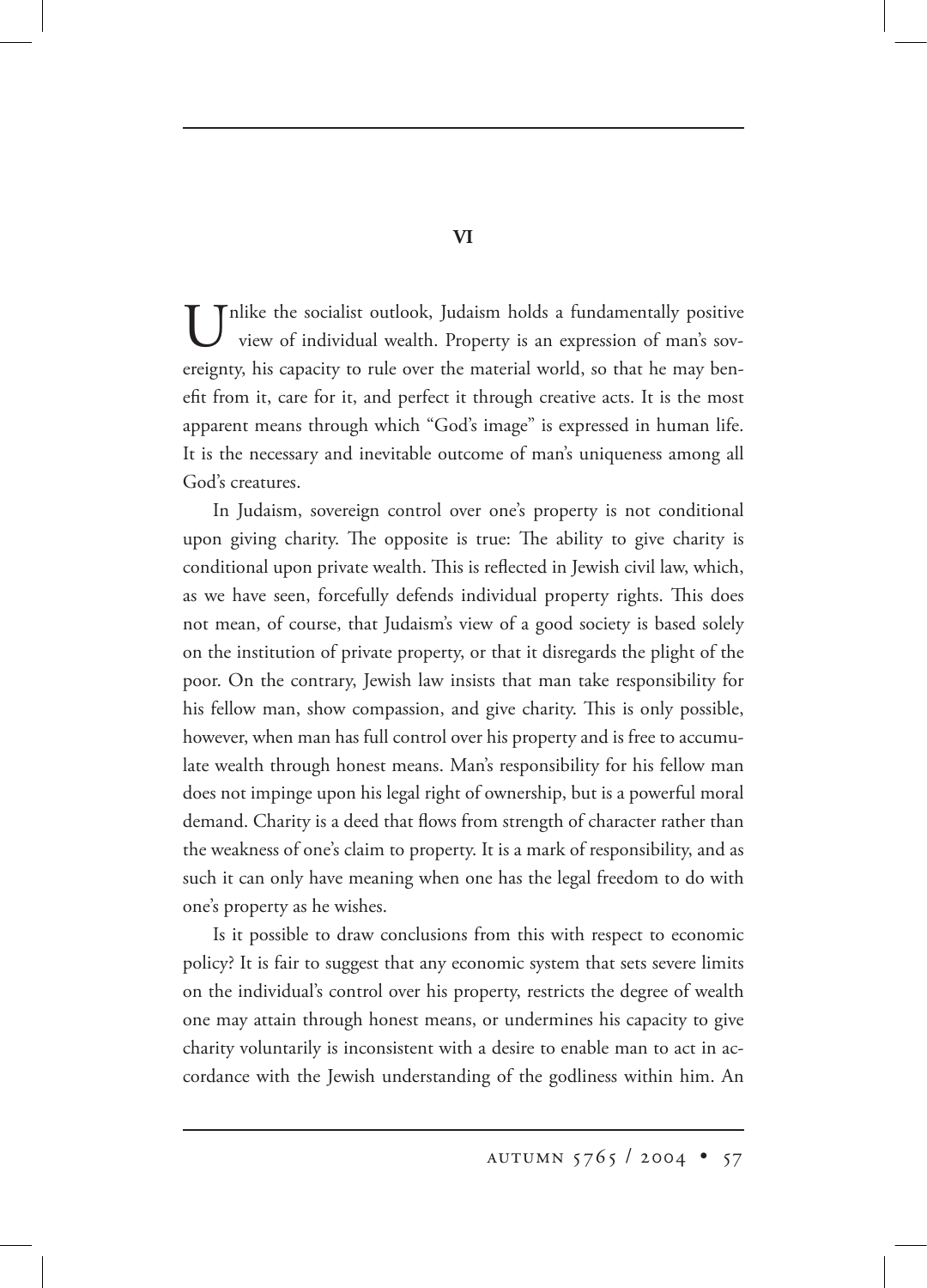## VI

Unlike the socialist outlook, Judaism holds a fundamentally positive view of individual wealth. Property is an expression of man's sovereignty, his capacity to rule over the material world, so that he may benefit from it, care for it, and perfect it through creative acts. It is the most apparent means through which "God's image" is expressed in human life. It is the necessary and inevitable outcome of man's uniqueness among all God's creatures.

In Judaism, sovereign control over one's property is not conditional upon giving charity. The opposite is true: The ability to give charity is conditional upon private wealth. This is reflected in Jewish civil law, which, as we have seen, forcefully defends individual property rights. This does not mean, of course, that Judaism's view of a good society is based solely on the institution of private property, or that it disregards the plight of the poor. On the contrary, Jewish law insists that man take responsibility for his fellow man, show compassion, and give charity. This is only possible, however, when man has full control over his property and is free to accumulate wealth through honest means. Man's responsibility for his fellow man does not impinge upon his legal right of ownership, but is a powerful moral demand. Charity is a deed that flows from strength of character rather than the weakness of one's claim to property. It is a mark of responsibility, and as such it can only have meaning when one has the legal freedom to do with one's property as he wishes.

Is it possible to draw conclusions from this with respect to economic policy? It is fair to suggest that any economic system that sets severe limits on the individual's control over his property, restricts the degree of wealth one may attain through honest means, or undermines his capacity to give charity voluntarily is inconsistent with a desire to enable man to act in accordance with the Jewish understanding of the godliness within him. An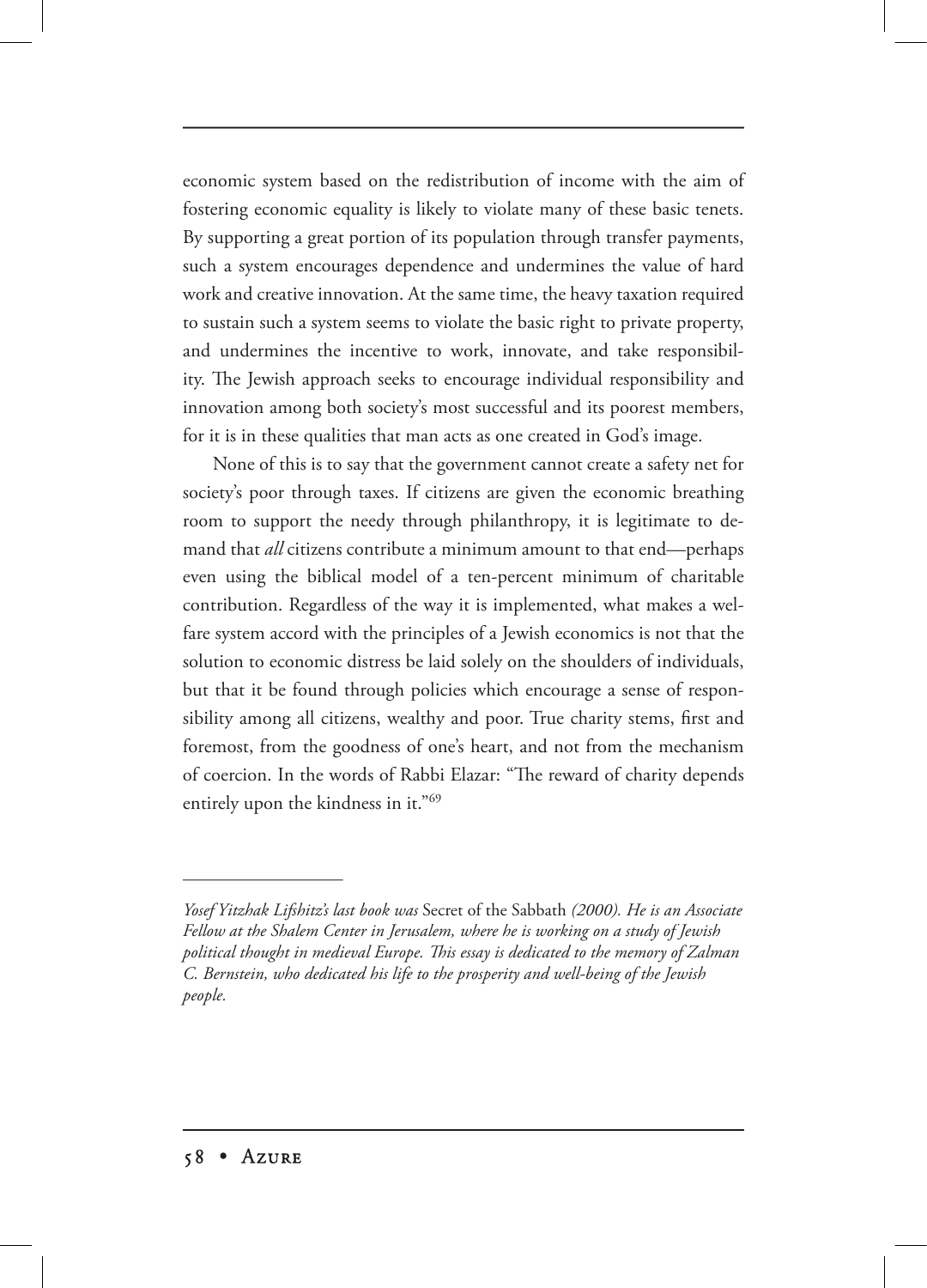economic system based on the redistribution of income with the aim of fostering economic equality is likely to violate many of these basic tenets. By supporting a great portion of its population through transfer payments, such a system encourages dependence and undermines the value of hard work and creative innovation. At the same time, the heavy taxation required to sustain such a system seems to violate the basic right to private property, and undermines the incentive to work, innovate, and take responsibility. The Jewish approach seeks to encourage individual responsibility and innovation among both society's most successful and its poorest members, for it is in these qualities that man acts as one created in God's image.

None of this is to say that the government cannot create a safety net for society's poor through taxes. If citizens are given the economic breathing room to support the needy through philanthropy, it is legitimate to demand that *all* citizens contribute a minimum amount to that end—perhaps even using the biblical model of a ten-percent minimum of charitable contribution. Regardless of the way it is implemented, what makes a welfare system accord with the principles of a Jewish economics is not that the solution to economic distress be laid solely on the shoulders of individuals, but that it be found through policies which encourage a sense of responsibility among all citizens, wealthy and poor. True charity stems, first and foremost, from the goodness of one's heart, and not from the mechanism of coercion. In the words of Rabbi Elazar: "The reward of charity depends entirely upon the kindness in it."[69]

---

*Yosef Yitzhak Lifshitz's last book was* Secret of the Sabbath *(2000). He is an Associate Fellow at the Shalem Center in Jerusalem, where he is working on a study of Jewish political thought in medieval Europe. This essay is dedicated to the memory of Zalman C. Bernstein, who dedicated his life to the prosperity and well-being of the Jewish people.*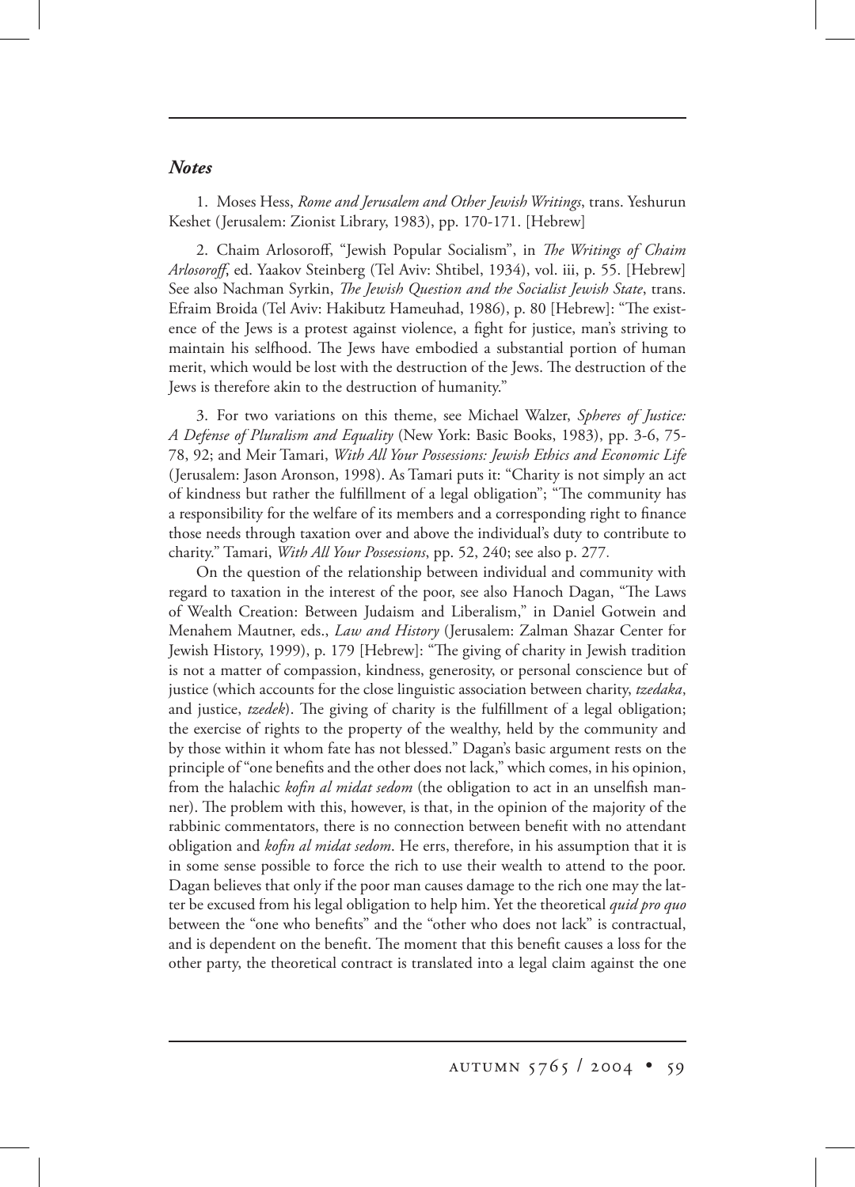## *Notes*

1. Moses Hess, *Rome and Jerusalem and Other Jewish Writings*, trans. Yeshurun Keshet (Jerusalem: Zionist Library, 1983), pp. 170-171. [Hebrew]

2. Chaim Arlosoroff, "Jewish Popular Socialism", in *The Writings of Chaim Arlosoroff*, ed. Yaakov Steinberg (Tel Aviv: Shtibel, 1934), vol. iii, p. 55. [Hebrew] See also Nachman Syrkin, *The Jewish Question and the Socialist Jewish State*, trans. Efraim Broida (Tel Aviv: Hakibutz Hameuhad, 1986), p. 80 [Hebrew]: "The existence of the Jews is a protest against violence, a fight for justice, man's striving to maintain his selfhood. The Jews have embodied a substantial portion of human merit, which would be lost with the destruction of the Jews. The destruction of the Jews is therefore akin to the destruction of humanity."

3. For two variations on this theme, see Michael Walzer, *Spheres of Justice: A Defense of Pluralism and Equality* (New York: Basic Books, 1983), pp. 3-6, 75-78, 92; and Meir Tamari, *With All Your Possessions: Jewish Ethics and Economic Life* (Jerusalem: Jason Aronson, 1998). As Tamari puts it: "Charity is not simply an act of kindness but rather the fulfillment of a legal obligation"; "The community has a responsibility for the welfare of its members and a corresponding right to finance those needs through taxation over and above the individual's duty to contribute to charity." Tamari, *With All Your Possessions*, pp. 52, 240; see also p. 277.

On the question of the relationship between individual and community with regard to taxation in the interest of the poor, see also Hanoch Dagan, "The Laws of Wealth Creation: Between Judaism and Liberalism," in Daniel Gotwein and Menahem Mautner, eds., *Law and History* (Jerusalem: Zalman Shazar Center for Jewish History, 1999), p. 179 [Hebrew]: "The giving of charity in Jewish tradition is not a matter of compassion, kindness, generosity, or personal conscience but of justice (which accounts for the close linguistic association between charity, *tzedaka*, and justice, *tzedek*). The giving of charity is the fulfillment of a legal obligation; the exercise of rights to the property of the wealthy, held by the community and by those within it whom fate has not blessed." Dagan's basic argument rests on the principle of "one benefits and the other does not lack," which comes, in his opinion, from the halachic *kofin al midat sedom* (the obligation to act in an unselfish manner). The problem with this, however, is that, in the opinion of the majority of the rabbinic commentators, there is no connection between benefit with no attendant obligation and *kofin al midat sedom*. He errs, therefore, in his assumption that it is in some sense possible to force the rich to use their wealth to attend to the poor. Dagan believes that only if the poor man causes damage to the rich one may the latter be excused from his legal obligation to help him. Yet the theoretical *quid pro quo* between the "one who benefits" and the "other who does not lack" is contractual, and is dependent on the benefit. The moment that this benefit causes a loss for the other party, the theoretical contract is translated into a legal claim against the one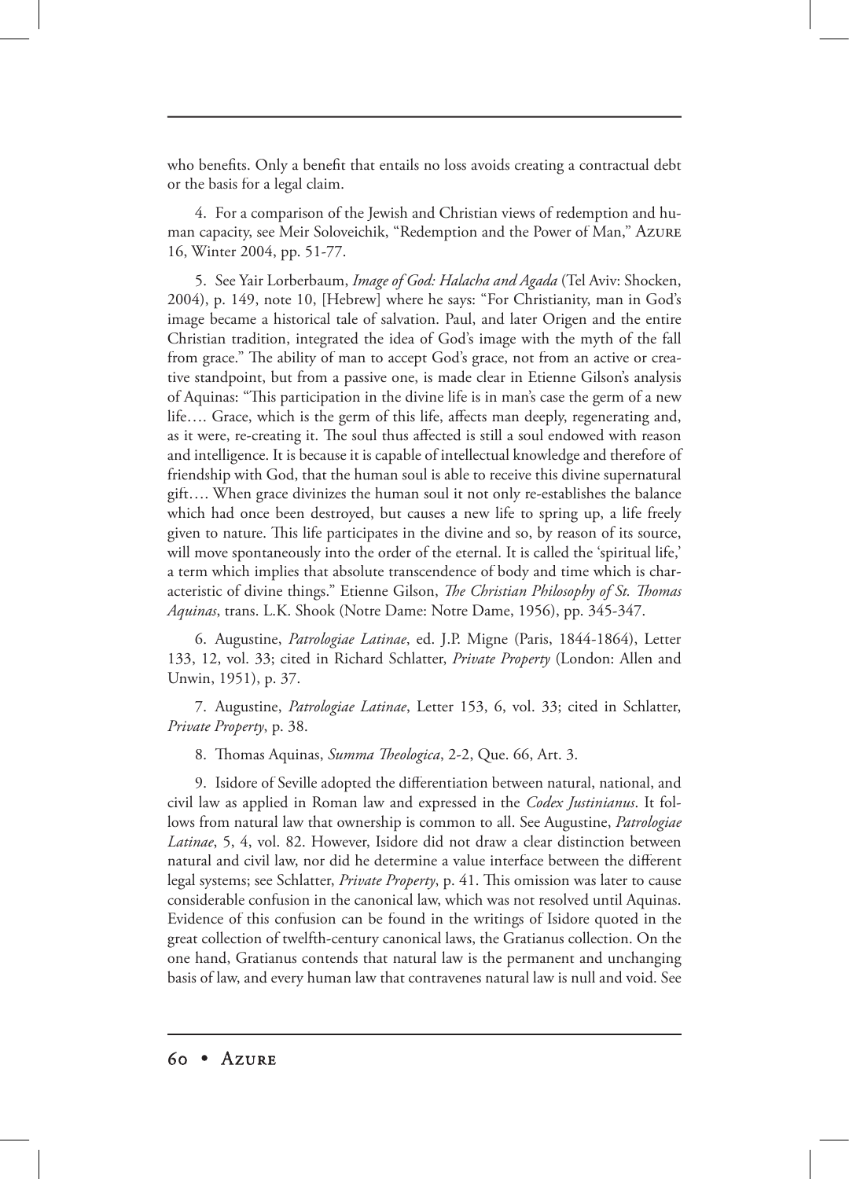who benefits. Only a benefit that entails no loss avoids creating a contractual debt or the basis for a legal claim.

4. For a comparison of the Jewish and Christian views of redemption and human capacity, see Meir Soloveichik, "Redemption and the Power of Man," Azure 16, Winter 2004, pp. 51-77.

5. See Yair Lorberbaum, *Image of God: Halacha and Agada* (Tel Aviv: Shocken, 2004), p. 149, note 10, [Hebrew] where he says: "For Christianity, man in God's image became a historical tale of salvation. Paul, and later Origen and the entire Christian tradition, integrated the idea of God's image with the myth of the fall from grace." The ability of man to accept God's grace, not from an active or creative standpoint, but from a passive one, is made clear in Etienne Gilson's analysis of Aquinas: "This participation in the divine life is in man's case the germ of a new life…. Grace, which is the germ of this life, affects man deeply, regenerating and, as it were, re-creating it. The soul thus affected is still a soul endowed with reason and intelligence. It is because it is capable of intellectual knowledge and therefore of friendship with God, that the human soul is able to receive this divine supernatural gift…. When grace divinizes the human soul it not only re-establishes the balance which had once been destroyed, but causes a new life to spring up, a life freely given to nature. This life participates in the divine and so, by reason of its source, will move spontaneously into the order of the eternal. It is called the 'spiritual life,' a term which implies that absolute transcendence of body and time which is characteristic of divine things." Etienne Gilson, *The Christian Philosophy of St. Thomas Aquinas*, trans. L.K. Shook (Notre Dame: Notre Dame, 1956), pp. 345-347.

6. Augustine, *Patrologiae Latinae*, ed. J.P. Migne (Paris, 1844-1864), Letter 133, 12, vol. 33; cited in Richard Schlatter, *Private Property* (London: Allen and Unwin, 1951), p. 37.

7. Augustine, *Patrologiae Latinae*, Letter 153, 6, vol. 33; cited in Schlatter, *Private Property*, p. 38.

8. Thomas Aquinas, *Summa Theologica*, 2-2, Que. 66, Art. 3.

9. Isidore of Seville adopted the differentiation between natural, national, and civil law as applied in Roman law and expressed in the *Codex Justinianus*. It follows from natural law that ownership is common to all. See Augustine, *Patrologiae Latinae*, 5, 4, vol. 82. However, Isidore did not draw a clear distinction between natural and civil law, nor did he determine a value interface between the different legal systems; see Schlatter, *Private Property*, p. 41. This omission was later to cause considerable confusion in the canonical law, which was not resolved until Aquinas. Evidence of this confusion can be found in the writings of Isidore quoted in the great collection of twelfth-century canonical laws, the Gratianus collection. On the one hand, Gratianus contends that natural law is the permanent and unchanging basis of law, and every human law that contravenes natural law is null and void. See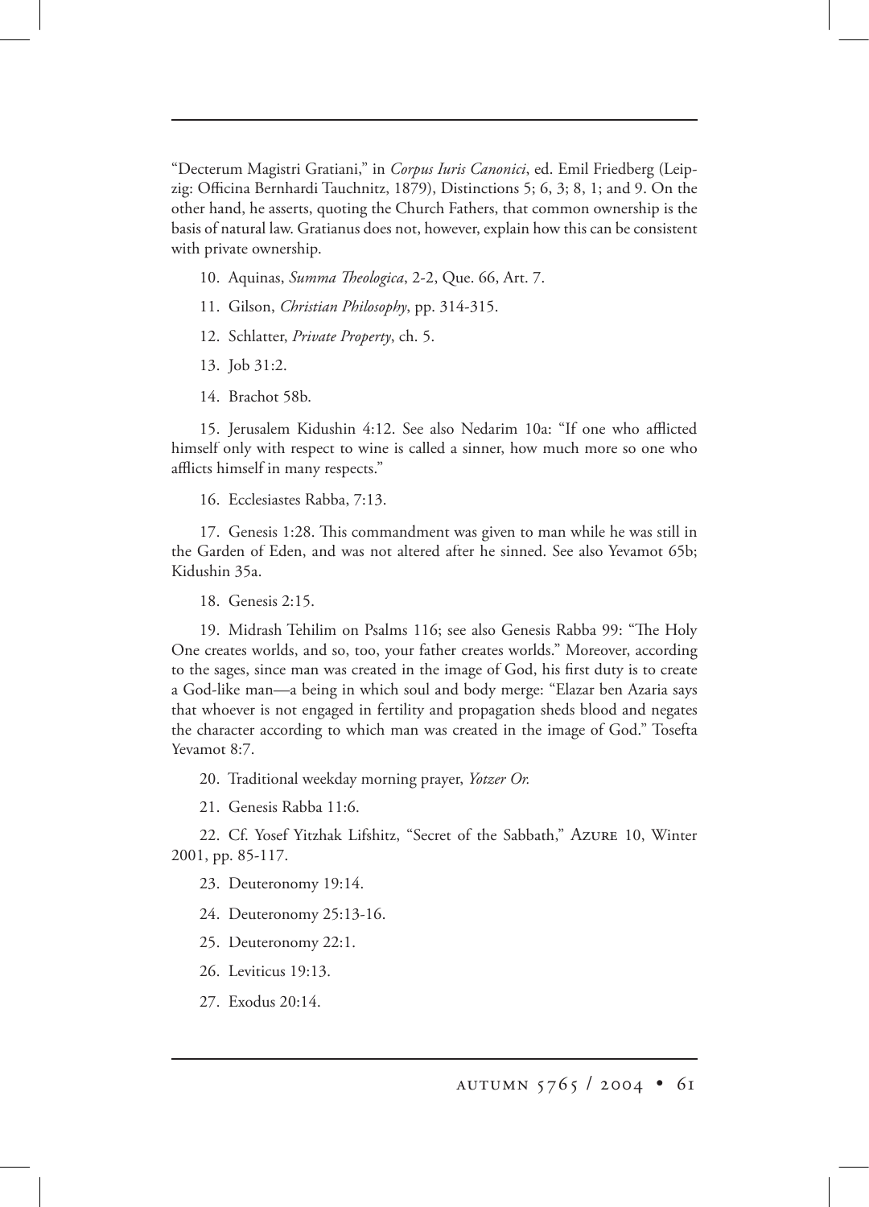"Decterum Magistri Gratiani," in *Corpus Iuris Canonici*, ed. Emil Friedberg (Leipzig: Officina Bernhardi Tauchnitz, 1879), Distinctions 5; 6, 3; 8, 1; and 9. On the other hand, he asserts, quoting the Church Fathers, that common ownership is the basis of natural law. Gratianus does not, however, explain how this can be consistent with private ownership.

10. Aquinas, *Summa Theologica*, 2-2, Que. 66, Art. 7.

11. Gilson, *Christian Philosophy*, pp. 314-315.

12. Schlatter, *Private Property*, ch. 5.

13. Job 31:2.

14. Brachot 58b.

15. Jerusalem Kidushin 4:12. See also Nedarim 10a: "If one who afflicted himself only with respect to wine is called a sinner, how much more so one who afflicts himself in many respects."

16. Ecclesiastes Rabba, 7:13.

17. Genesis 1:28. This commandment was given to man while he was still in the Garden of Eden, and was not altered after he sinned. See also Yevamot 65b; Kidushin 35a.

18. Genesis 2:15.

19. Midrash Tehilim on Psalms 116; see also Genesis Rabba 99: "The Holy One creates worlds, and so, too, your father creates worlds." Moreover, according to the sages, since man was created in the image of God, his first duty is to create a God-like man—a being in which soul and body merge: "Elazar ben Azaria says that whoever is not engaged in fertility and propagation sheds blood and negates the character according to which man was created in the image of God." Tosefta Yevamot 8:7.

20. Traditional weekday morning prayer, *Yotzer Or.*

21. Genesis Rabba 11:6.

22. Cf. Yosef Yitzhak Lifshitz, "Secret of the Sabbath," Azure 10, Winter 2001, pp. 85-117.

23. Deuteronomy 19:14.

24. Deuteronomy 25:13-16.

25. Deuteronomy 22:1.

26. Leviticus 19:13.

27. Exodus 20:14.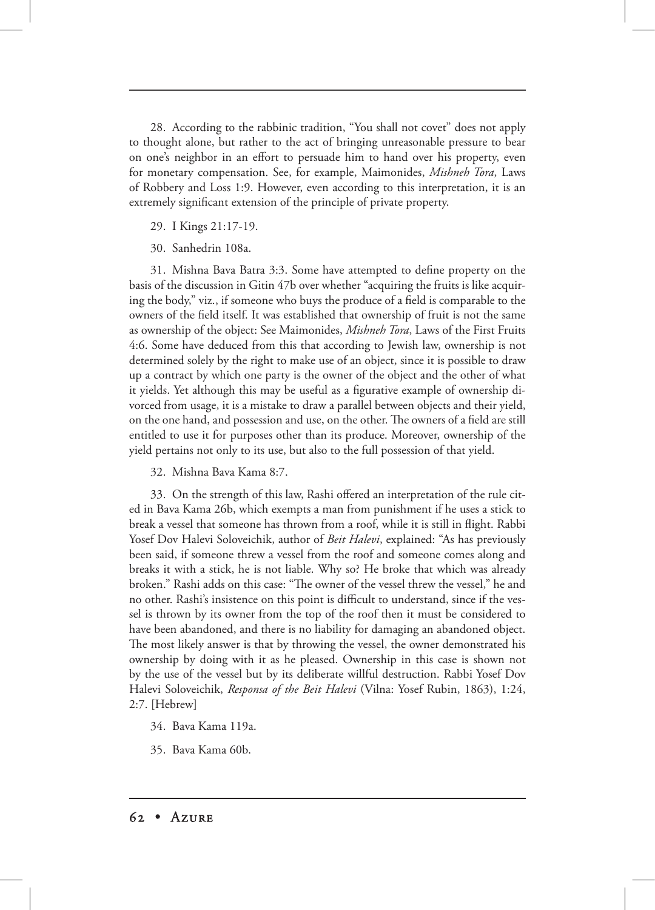28. According to the rabbinic tradition, "You shall not covet" does not apply to thought alone, but rather to the act of bringing unreasonable pressure to bear on one's neighbor in an effort to persuade him to hand over his property, even for monetary compensation. See, for example, Maimonides, *Mishneh Tora*, Laws of Robbery and Loss 1:9. However, even according to this interpretation, it is an extremely significant extension of the principle of private property.

29. I Kings 21:17-19.

30. Sanhedrin 108a.

31. Mishna Bava Batra 3:3. Some have attempted to define property on the basis of the discussion in Gitin 47b over whether "acquiring the fruits is like acquiring the body," viz., if someone who buys the produce of a field is comparable to the owners of the field itself. It was established that ownership of fruit is not the same as ownership of the object: See Maimonides, *Mishneh Tora*, Laws of the First Fruits 4:6. Some have deduced from this that according to Jewish law, ownership is not determined solely by the right to make use of an object, since it is possible to draw up a contract by which one party is the owner of the object and the other of what it yields. Yet although this may be useful as a figurative example of ownership divorced from usage, it is a mistake to draw a parallel between objects and their yield, on the one hand, and possession and use, on the other. The owners of a field are still entitled to use it for purposes other than its produce. Moreover, ownership of the yield pertains not only to its use, but also to the full possession of that yield.

32. Mishna Bava Kama 8:7.

33. On the strength of this law, Rashi offered an interpretation of the rule cited in Bava Kama 26b, which exempts a man from punishment if he uses a stick to break a vessel that someone has thrown from a roof, while it is still in flight. Rabbi Yosef Dov Halevi Soloveichik, author of *Beit Halevi*, explained: "As has previously been said, if someone threw a vessel from the roof and someone comes along and breaks it with a stick, he is not liable. Why so? He broke that which was already broken." Rashi adds on this case: "The owner of the vessel threw the vessel," he and no other. Rashi's insistence on this point is difficult to understand, since if the vessel is thrown by its owner from the top of the roof then it must be considered to have been abandoned, and there is no liability for damaging an abandoned object. The most likely answer is that by throwing the vessel, the owner demonstrated his ownership by doing with it as he pleased. Ownership in this case is shown not by the use of the vessel but by its deliberate willful destruction. Rabbi Yosef Dov Halevi Soloveichik, *Responsa of the Beit Halevi* (Vilna: Yosef Rubin, 1863), 1:24, 2:7. [Hebrew]

34. Bava Kama 119a.

35. Bava Kama 60b.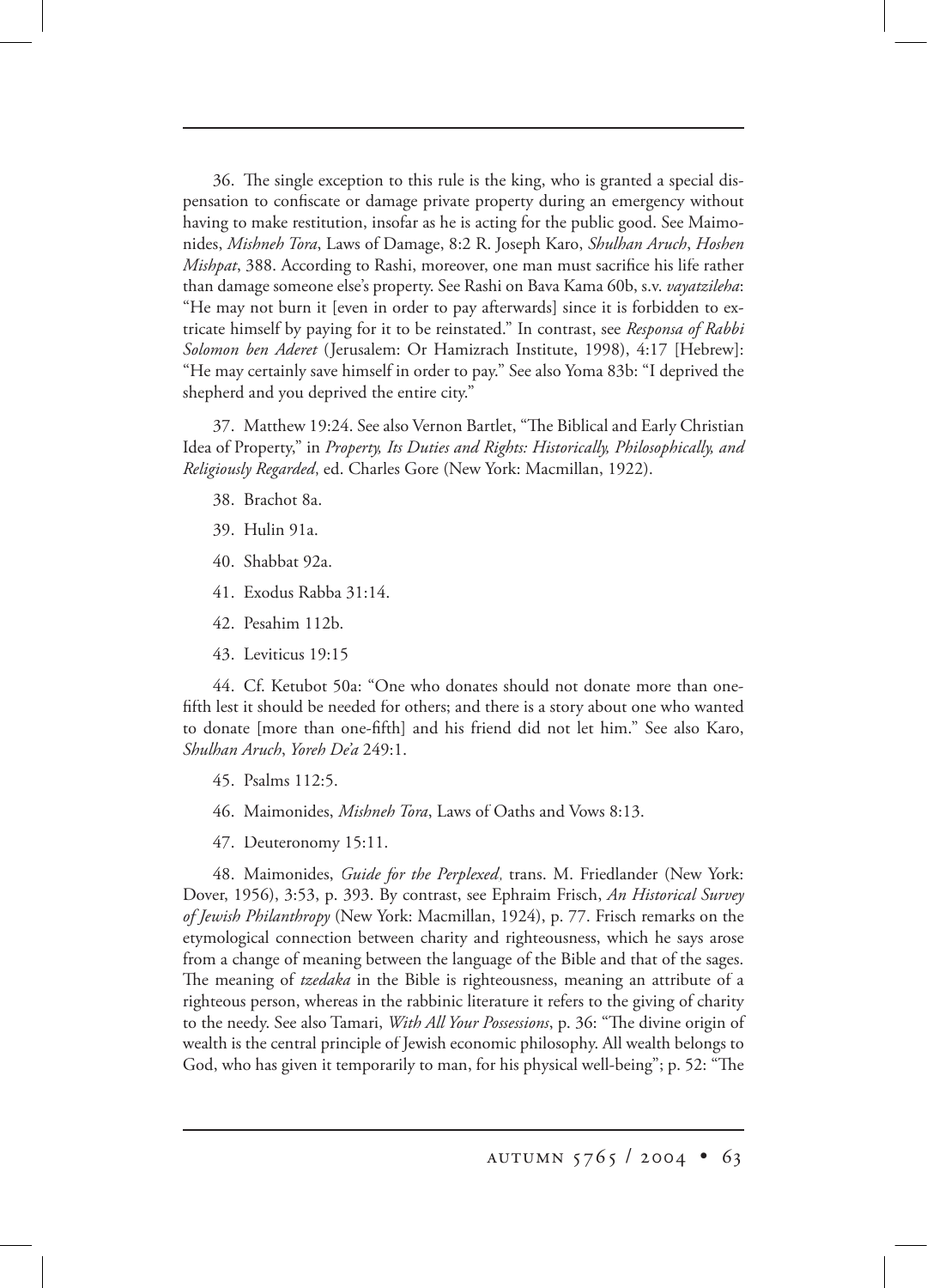36. The single exception to this rule is the king, who is granted a special dispensation to confiscate or damage private property during an emergency without having to make restitution, insofar as he is acting for the public good. See Maimonides, *Mishneh Tora*, Laws of Damage, 8:2 R. Joseph Karo, *Shulhan Aruch*, *Hoshen Mishpat*, 388. According to Rashi, moreover, one man must sacrifice his life rather than damage someone else's property. See Rashi on Bava Kama 60b, s.v. *vayatzileha*: "He may not burn it [even in order to pay afterwards] since it is forbidden to extricate himself by paying for it to be reinstated." In contrast, see *Responsa of Rabbi Solomon ben Aderet* (Jerusalem: Or Hamizrach Institute, 1998), 4:17 [Hebrew]: "He may certainly save himself in order to pay." See also Yoma 83b: "I deprived the shepherd and you deprived the entire city."

37. Matthew 19:24. See also Vernon Bartlet, "The Biblical and Early Christian Idea of Property," in *Property, Its Duties and Rights: Historically, Philosophically, and Religiously Regarded*, ed. Charles Gore (New York: Macmillan, 1922).

38. Brachot 8a.

39. Hulin 91a.

40. Shabbat 92a.

41. Exodus Rabba 31:14.

42. Pesahim 112b.

43. Leviticus 19:15

44. Cf. Ketubot 50a: "One who donates should not donate more than one-fifth lest it should be needed for others; and there is a story about one who wanted to donate [more than one-fifth] and his friend did not let him." See also Karo, *Shulhan Aruch*, *Yoreh De'a* 249:1.

45. Psalms 112:5.

46. Maimonides, *Mishneh Tora*, Laws of Oaths and Vows 8:13.

47. Deuteronomy 15:11.

48. Maimonides, *Guide for the Perplexed*, trans. M. Friedlander (New York: Dover, 1956), 3:53, p. 393. By contrast, see Ephraim Frisch, *An Historical Survey of Jewish Philanthropy* (New York: Macmillan, 1924), p. 77. Frisch remarks on the etymological connection between charity and righteousness, which he says arose from a change of meaning between the language of the Bible and that of the sages. The meaning of *tzedaka* in the Bible is righteousness, meaning an attribute of a righteous person, whereas in the rabbinic literature it refers to the giving of charity to the needy. See also Tamari, *With All Your Possessions*, p. 36: "The divine origin of wealth is the central principle of Jewish economic philosophy. All wealth belongs to God, who has given it temporarily to man, for his physical well-being"; p. 52: "The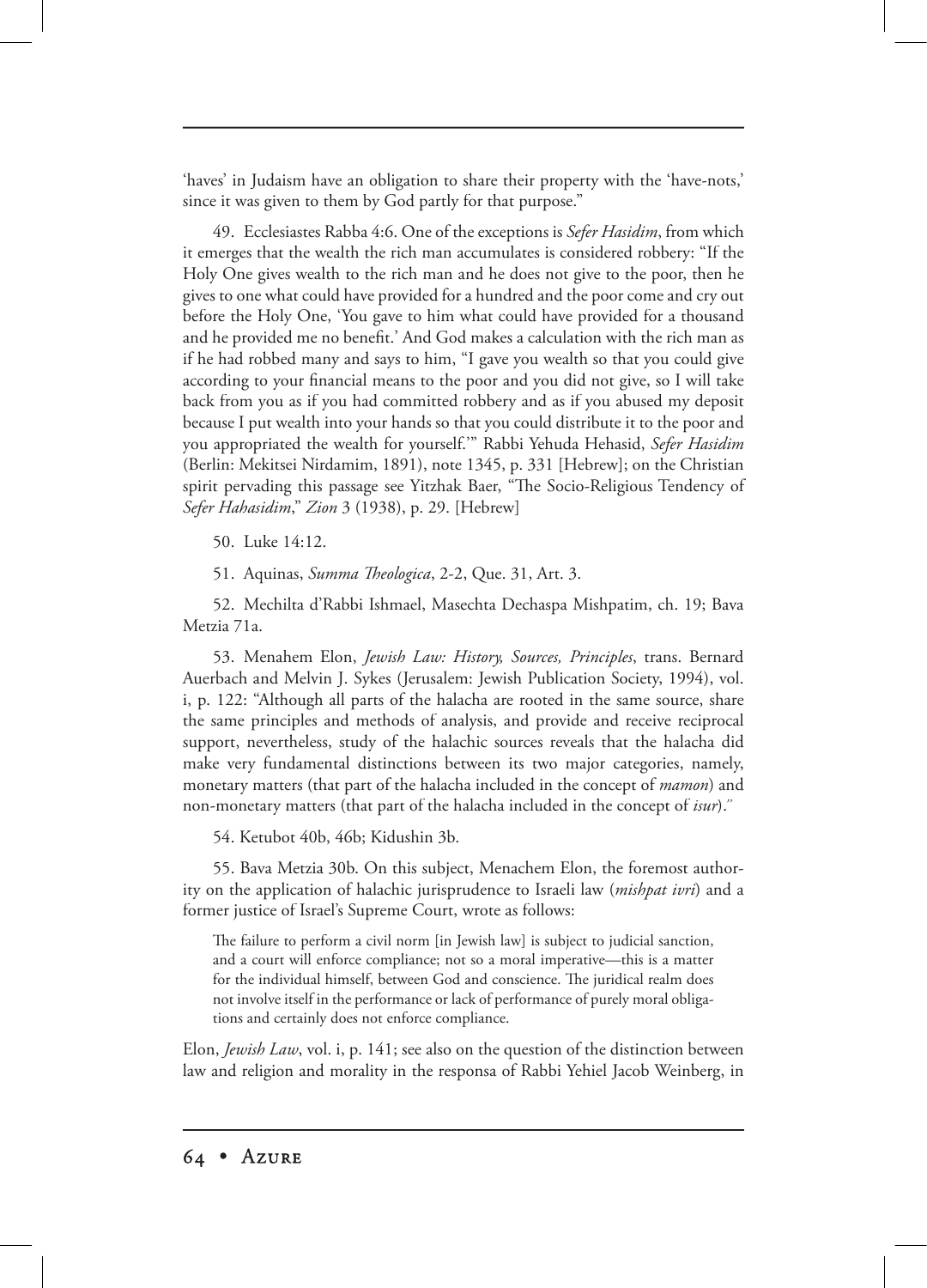'haves' in Judaism have an obligation to share their property with the 'have-nots,' since it was given to them by God partly for that purpose."

49. Ecclesiastes Rabba 4:6. One of the exceptions is *Sefer Hasidim*, from which it emerges that the wealth the rich man accumulates is considered robbery: "If the Holy One gives wealth to the rich man and he does not give to the poor, then he gives to one what could have provided for a hundred and the poor come and cry out before the Holy One, 'You gave to him what could have provided for a thousand and he provided me no benefit.' And God makes a calculation with the rich man as if he had robbed many and says to him, "I gave you wealth so that you could give according to your financial means to the poor and you did not give, so I will take back from you as if you had committed robbery and as if you abused my deposit because I put wealth into your hands so that you could distribute it to the poor and you appropriated the wealth for yourself.'" Rabbi Yehuda Hehasid, *Sefer Hasidim* (Berlin: Mekitsei Nirdamim, 1891), note 1345, p. 331 [Hebrew]; on the Christian spirit pervading this passage see Yitzhak Baer, "The Socio-Religious Tendency of *Sefer Hahasidim*," *Zion* 3 (1938), p. 29. [Hebrew]

50. Luke 14:12.

51. Aquinas, *Summa Theologica*, 2-2, Que. 31, Art. 3.

52. Mechilta d'Rabbi Ishmael, Masechta Dechaspa Mishpatim, ch. 19; Bava Metzia 71a.

53. Menahem Elon, *Jewish Law: History, Sources, Principles*, trans. Bernard Auerbach and Melvin J. Sykes (Jerusalem: Jewish Publication Society, 1994), vol. i, p. 122: "Although all parts of the halacha are rooted in the same source, share the same principles and methods of analysis, and provide and receive reciprocal support, nevertheless, study of the halachic sources reveals that the halacha did make very fundamental distinctions between its two major categories, namely, monetary matters (that part of the halacha included in the concept of *mamon*) and non-monetary matters (that part of the halacha included in the concept of *isur*)."

54. Ketubot 40b, 46b; Kidushin 3b.

55. Bava Metzia 30b. On this subject, Menachem Elon, the foremost authority on the application of halachic jurisprudence to Israeli law (*mishpat ivri*) and a former justice of Israel's Supreme Court, wrote as follows:

> The failure to perform a civil norm [in Jewish law] is subject to judicial sanction, and a court will enforce compliance; not so a moral imperative—this is a matter for the individual himself, between God and conscience. The juridical realm does not involve itself in the performance or lack of performance of purely moral obligations and certainly does not enforce compliance.

Elon, *Jewish Law*, vol. i, p. 141; see also on the question of the distinction between law and religion and morality in the responsa of Rabbi Yehiel Jacob Weinberg, in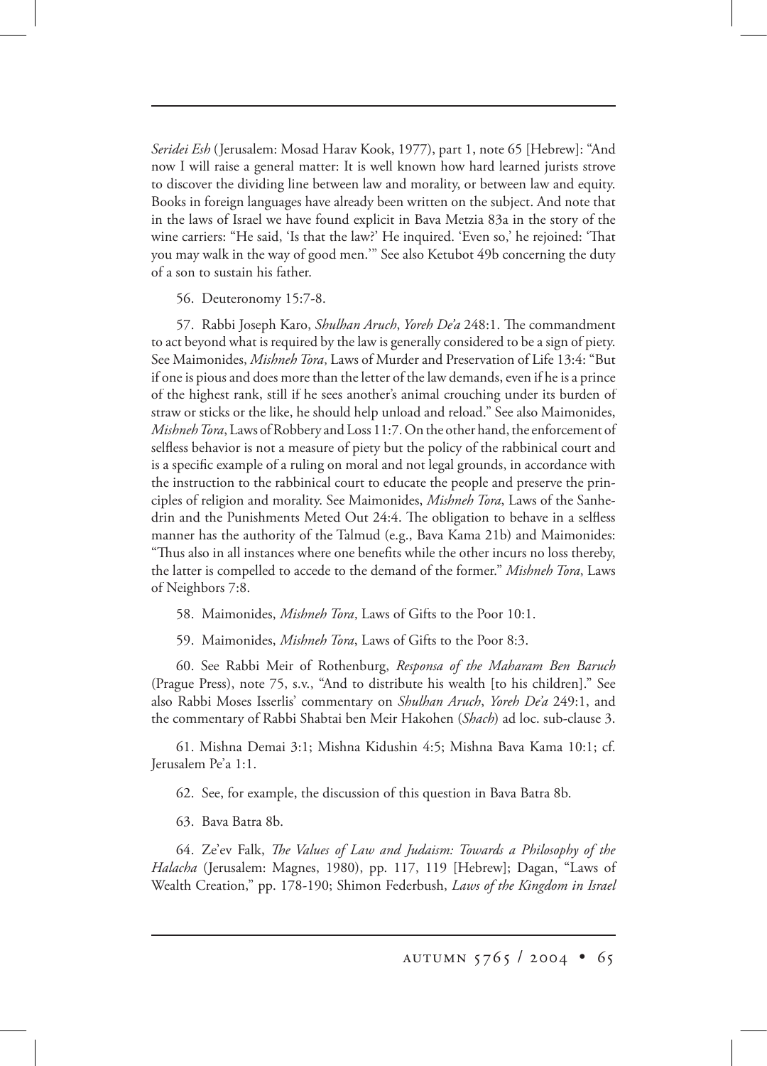*Seridei Esh* (Jerusalem: Mosad Harav Kook, 1977), part 1, note 65 [Hebrew]: "And now I will raise a general matter: It is well known how hard learned jurists strove to discover the dividing line between law and morality, or between law and equity. Books in foreign languages have already been written on the subject. And note that in the laws of Israel we have found explicit in Bava Metzia 83a in the story of the wine carriers: "He said, 'Is that the law?' He inquired. 'Even so,' he rejoined: 'That you may walk in the way of good men.'" See also Ketubot 49b concerning the duty of a son to sustain his father.

56. Deuteronomy 15:7-8.

57. Rabbi Joseph Karo, *Shulhan Aruch*, *Yoreh De'a* 248:1. The commandment to act beyond what is required by the law is generally considered to be a sign of piety. See Maimonides, *Mishneh Tora*, Laws of Murder and Preservation of Life 13:4: "But if one is pious and does more than the letter of the law demands, even if he is a prince of the highest rank, still if he sees another's animal crouching under its burden of straw or sticks or the like, he should help unload and reload." See also Maimonides, *Mishneh Tora*, Laws of Robbery and Loss 11:7. On the other hand, the enforcement of selfless behavior is not a measure of piety but the policy of the rabbinical court and is a specific example of a ruling on moral and not legal grounds, in accordance with the instruction to the rabbinical court to educate the people and preserve the principles of religion and morality. See Maimonides, *Mishneh Tora*, Laws of the Sanhedrin and the Punishments Meted Out 24:4. The obligation to behave in a selfless manner has the authority of the Talmud (e.g., Bava Kama 21b) and Maimonides: "Thus also in all instances where one benefits while the other incurs no loss thereby, the latter is compelled to accede to the demand of the former." *Mishneh Tora*, Laws of Neighbors 7:8.

58. Maimonides, *Mishneh Tora*, Laws of Gifts to the Poor 10:1.

59. Maimonides, *Mishneh Tora*, Laws of Gifts to the Poor 8:3.

60. See Rabbi Meir of Rothenburg, *Responsa of the Maharam Ben Baruch* (Prague Press), note 75, s.v., "And to distribute his wealth [to his children]." See also Rabbi Moses Isserlis' commentary on *Shulhan Aruch*, *Yoreh De'a* 249:1, and the commentary of Rabbi Shabtai ben Meir Hakohen (*Shach*) ad loc. sub-clause 3.

61. Mishna Demai 3:1; Mishna Kidushin 4:5; Mishna Bava Kama 10:1; cf. Jerusalem Pe'a 1:1.

62. See, for example, the discussion of this question in Bava Batra 8b.

63. Bava Batra 8b.

64. Ze'ev Falk, *The Values of Law and Judaism: Towards a Philosophy of the Halacha* (Jerusalem: Magnes, 1980), pp. 117, 119 [Hebrew]; Dagan, "Laws of Wealth Creation," pp. 178-190; Shimon Federbush, *Laws of the Kingdom in Israel*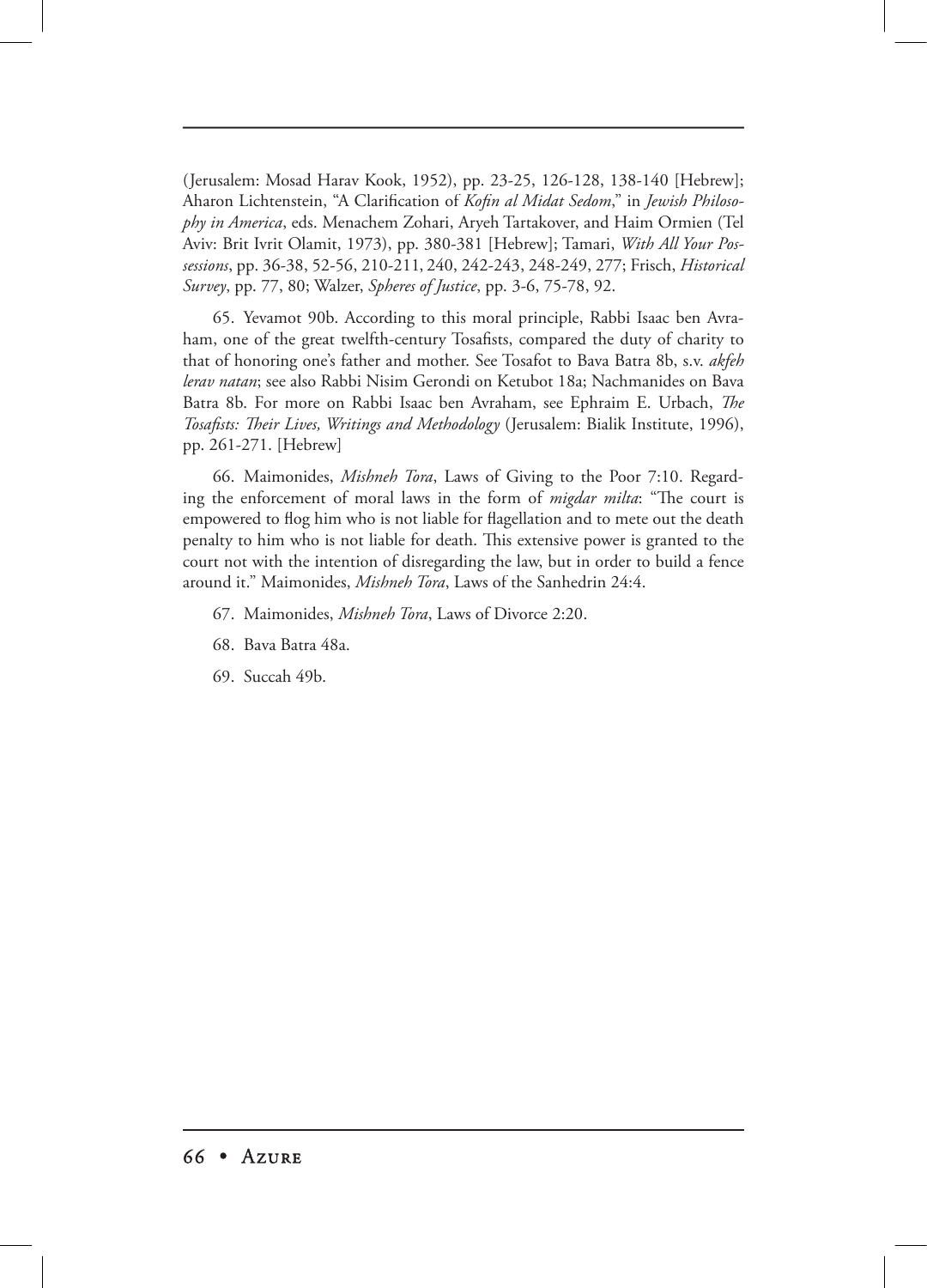(Jerusalem: Mosad Harav Kook, 1952), pp. 23-25, 126-128, 138-140 [Hebrew]; Aharon Lichtenstein, "A Clarification of *Kofin al Midat Sedom*," in *Jewish Philosophy in America*, eds. Menachem Zohari, Aryeh Tartakover, and Haim Ormien (Tel Aviv: Brit Ivrit Olamit, 1973), pp. 380-381 [Hebrew]; Tamari, *With All Your Possessions*, pp. 36-38, 52-56, 210-211, 240, 242-243, 248-249, 277; Frisch, *Historical Survey*, pp. 77, 80; Walzer, *Spheres of Justice*, pp. 3-6, 75-78, 92.

65. Yevamot 90b. According to this moral principle, Rabbi Isaac ben Avraham, one of the great twelfth-century Tosafists, compared the duty of charity to that of honoring one's father and mother. See Tosafot to Bava Batra 8b, s.v. *akfeh lerav natan*; see also Rabbi Nisim Gerondi on Ketubot 18a; Nachmanides on Bava Batra 8b. For more on Rabbi Isaac ben Avraham, see Ephraim E. Urbach, *The Tosafists: Their Lives, Writings and Methodology* (Jerusalem: Bialik Institute, 1996), pp. 261-271. [Hebrew]

66. Maimonides, *Mishneh Tora*, Laws of Giving to the Poor 7:10. Regarding the enforcement of moral laws in the form of *migdar milta*: "The court is empowered to flog him who is not liable for flagellation and to mete out the death penalty to him who is not liable for death. This extensive power is granted to the court not with the intention of disregarding the law, but in order to build a fence around it." Maimonides, *Mishneh Tora*, Laws of the Sanhedrin 24:4.

67. Maimonides, *Mishneh Tora*, Laws of Divorce 2:20.

68. Bava Batra 48a.

69. Succah 49b.